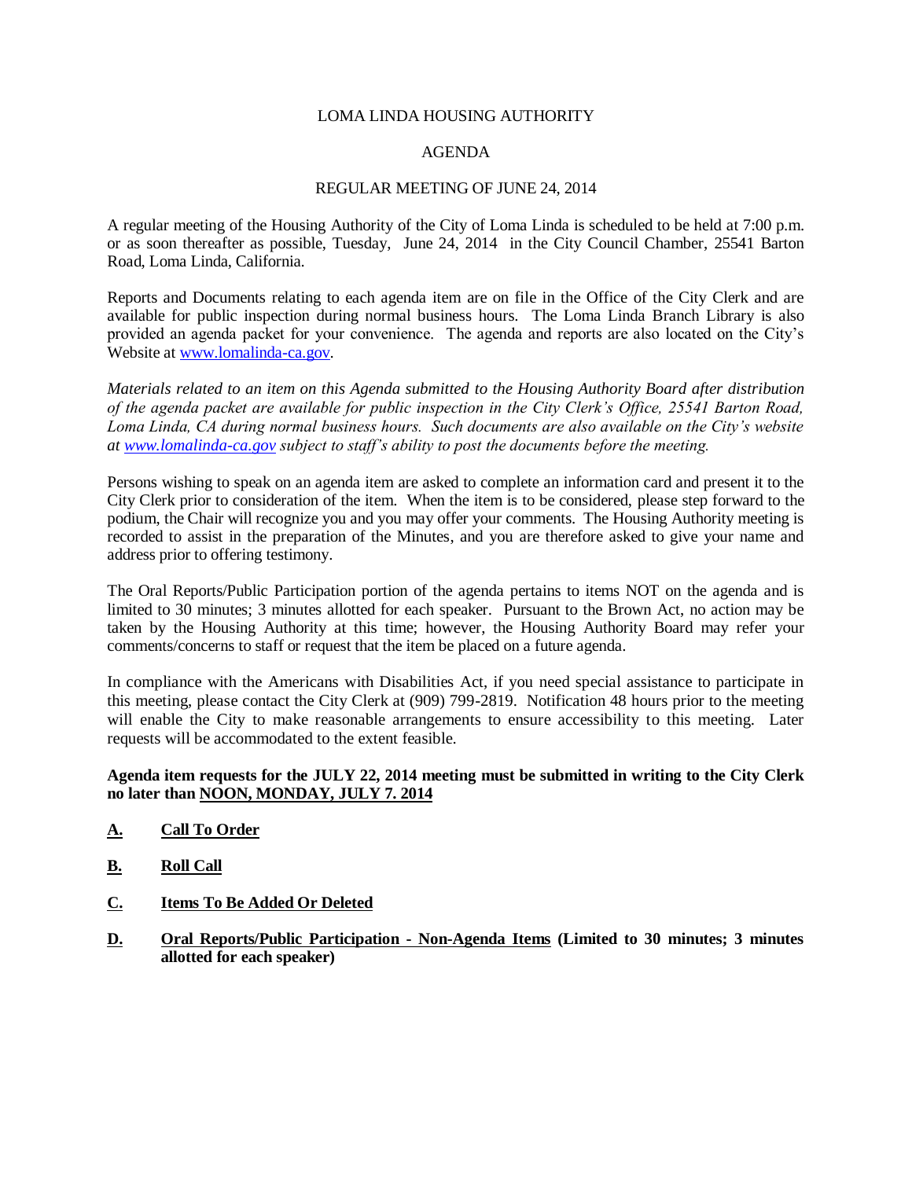# LOMA LINDA HOUSING AUTHORITY

## AGENDA

### REGULAR MEETING OF JUNE 24, 2014

A regular meeting of the Housing Authority of the City of Loma Linda is scheduled to be held at 7:00 p.m. or as soon thereafter as possible, Tuesday, June 24, 2014 in the City Council Chamber, 25541 Barton Road, Loma Linda, California.

Reports and Documents relating to each agenda item are on file in the Office of the City Clerk and are available for public inspection during normal business hours. The Loma Linda Branch Library is also provided an agenda packet for your convenience. The agenda and reports are also located on the City's Website at [www.lomalinda-ca.gov](http://www.lomalinda-ca.gov).

*Materials related to an item on this Agenda submitted to the Housing Authority Board after distribution of the agenda packet are available for public inspection in the City Clerk's Office, 25541 Barton Road, Loma Linda, CA during normal business hours. Such documents are also available on the City's website at [www.lomalinda-ca.gov](http://www.lomalinda-ca.gov) subject to staff's ability to post the documents before the meeting.*

Persons wishing to speak on an agenda item are asked to complete an information card and present it to the City Clerk prior to consideration of the item. When the item is to be considered, please step forward to the podium, the Chair will recognize you and you may offer your comments. The Housing Authority meeting is recorded to assist in the preparation of the Minutes, and you are therefore asked to give your name and address prior to offering testimony.

The Oral Reports/Public Participation portion of the agenda pertains to items NOT on the agenda and is limited to 30 minutes; 3 minutes allotted for each speaker. Pursuant to the Brown Act, no action may be taken by the Housing Authority at this time; however, the Housing Authority Board may refer your comments/concerns to staff or request that the item be placed on a future agenda.

In compliance with the Americans with Disabilities Act, if you need special assistance to participate in this meeting, please contact the City Clerk at (909) 799-2819. Notification 48 hours prior to the meeting will enable the City to make reasonable arrangements to ensure accessibility to this meeting. Later requests will be accommodated to the extent feasible.

**Agenda item requests for the JULY 22, 2014 meeting must be submitted in writing to the City Clerk no later than NOON, MONDAY, JULY 7. 2014**

**A.** **Call To Order**

**B.** **Roll Call**

**C.** **Items To Be Added Or Deleted**

**D.** **Oral Reports/Public Participation - Non-Agenda Items (Limited to 30 minutes; 3 minutes allotted for each speaker)**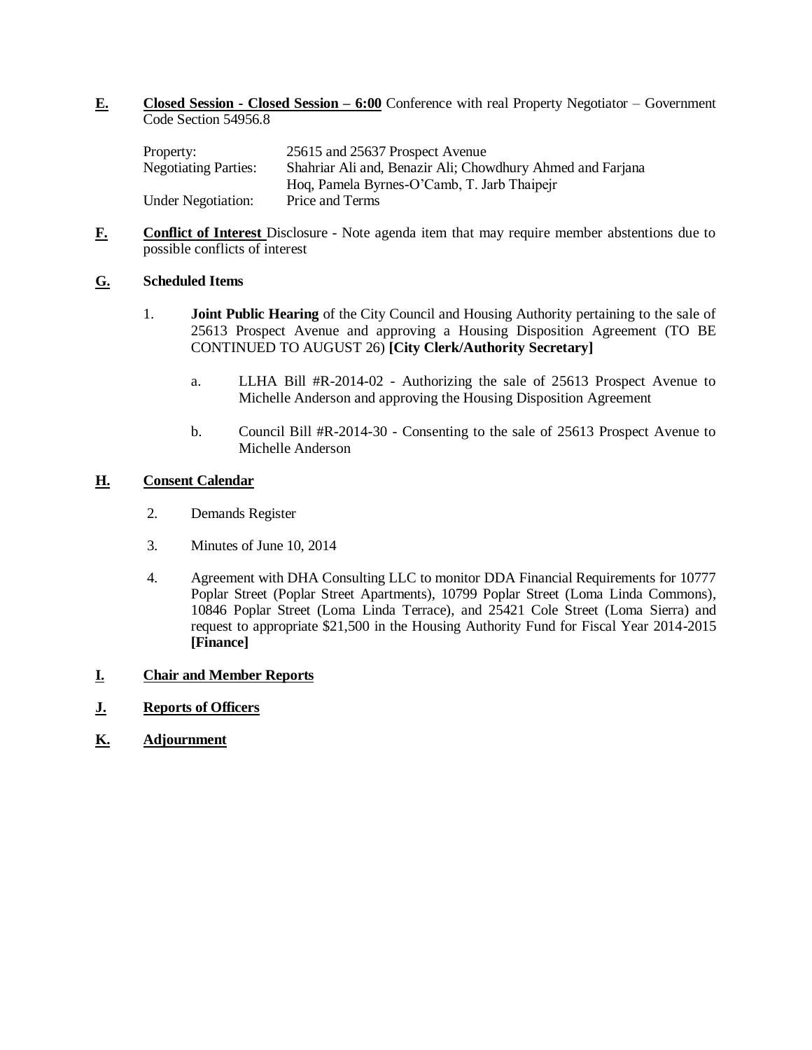**E.** **<u>Closed Session - Closed Session – 6:00</u>** Conference with real Property Negotiator – Government Code Section 54956.8

| | |
|---|---|
| Property: | 25615 and 25637 Prospect Avenue |
| Negotiating Parties: | Shahriar Ali and, Benazir Ali; Chowdhury Ahmed and Farjana Hoq, Pamela Byrnes-O'Camb, T. Jarb Thaipejr |
| Under Negotiation: | Price and Terms |

**F.** **<u>Conflict of Interest</u>** Disclosure - Note agenda item that may require member abstentions due to possible conflicts of interest

**G.** **Scheduled Items**

1. **Joint Public Hearing** of the City Council and Housing Authority pertaining to the sale of 25613 Prospect Avenue and approving a Housing Disposition Agreement (TO BE CONTINUED TO AUGUST 26) **[City Clerk/Authority Secretary]**

   a. LLHA Bill #R-2014-02 - Authorizing the sale of 25613 Prospect Avenue to Michelle Anderson and approving the Housing Disposition Agreement

   b. Council Bill #R-2014-30 - Consenting to the sale of 25613 Prospect Avenue to Michelle Anderson

**H.** **<u>Consent Calendar</u>**

2. Demands Register

3. Minutes of June 10, 2014

4. Agreement with DHA Consulting LLC to monitor DDA Financial Requirements for 10777 Poplar Street (Poplar Street Apartments), 10799 Poplar Street (Loma Linda Commons), 10846 Poplar Street (Loma Linda Terrace), and 25421 Cole Street (Loma Sierra) and request to appropriate $21,500 in the Housing Authority Fund for Fiscal Year 2014-2015 **[Finance]**

**I.** **<u>Chair and Member Reports</u>**

**J.** **<u>Reports of Officers</u>**

**K.** **<u>Adjournment</u>**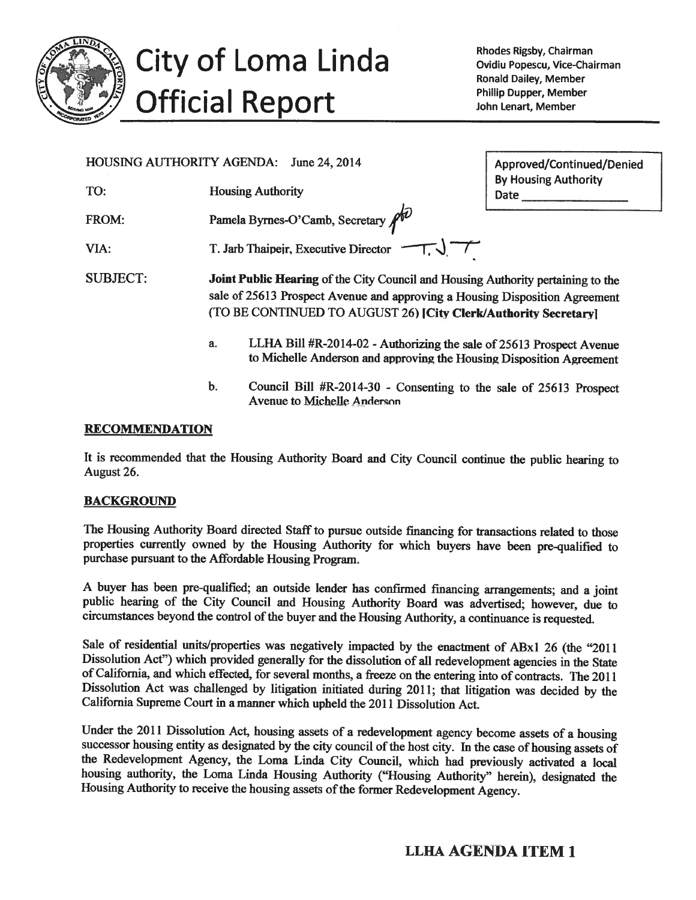# City of Loma Linda Official Report

Rhodes Rigsby, Chairman
Ovidiu Popescu, Vice-Chairman
Ronald Dailey, Member
Phillip Dupper, Member
John Lenart, Member

HOUSING AUTHORITY AGENDA: June 24, 2014

Approved/Continued/Denied
By Housing Authority
Date ______________

TO: Housing Authority

FROM: Pamela Byrnes-O'Camb, Secretary

VIA: T. Jarb Thaipejr, Executive Director

SUBJECT: **Joint Public Hearing** of the City Council and Housing Authority pertaining to the sale of 25613 Prospect Avenue and approving a Housing Disposition Agreement (TO BE CONTINUED TO AUGUST 26) **[City Clerk/Authority Secretary]**

a. LLHA Bill #R-2014-02 - Authorizing the sale of 25613 Prospect Avenue to Michelle Anderson and approving the Housing Disposition Agreement

b. Council Bill #R-2014-30 - Consenting to the sale of 25613 Prospect Avenue to Michelle Anderson

## RECOMMENDATION

It is recommended that the Housing Authority Board and City Council continue the public hearing to August 26.

## BACKGROUND

The Housing Authority Board directed Staff to pursue outside financing for transactions related to those properties currently owned by the Housing Authority for which buyers have been pre-qualified to purchase pursuant to the Affordable Housing Program.

A buyer has been pre-qualified; an outside lender has confirmed financing arrangements; and a joint public hearing of the City Council and Housing Authority Board was advertised; however, due to circumstances beyond the control of the buyer and the Housing Authority, a continuance is requested.

Sale of residential units/properties was negatively impacted by the enactment of ABx1 26 (the "2011 Dissolution Act") which provided generally for the dissolution of all redevelopment agencies in the State of California, and which effected, for several months, a freeze on the entering into of contracts. The 2011 Dissolution Act was challenged by litigation initiated during 2011; that litigation was decided by the California Supreme Court in a manner which upheld the 2011 Dissolution Act.

Under the 2011 Dissolution Act, housing assets of a redevelopment agency become assets of a housing successor housing entity as designated by the city council of the host city. In the case of housing assets of the Redevelopment Agency, the Loma Linda City Council, which had previously activated a local housing authority, the Loma Linda Housing Authority ("Housing Authority" herein), designated the Housing Authority to receive the housing assets of the former Redevelopment Agency.

**LLHA AGENDA ITEM 1**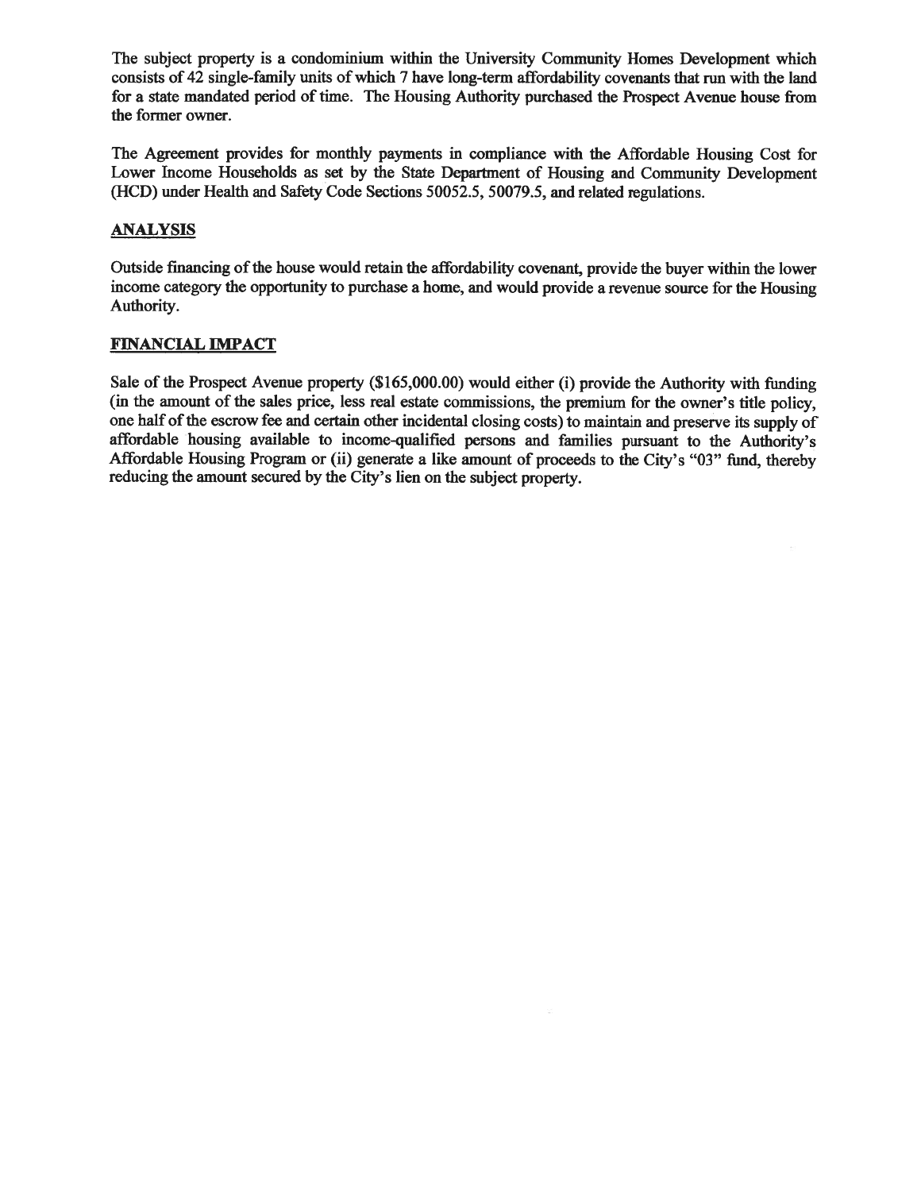The subject property is a condominium within the University Community Homes Development which consists of 42 single-family units of which 7 have long-term affordability covenants that run with the land for a state mandated period of time. The Housing Authority purchased the Prospect Avenue house from the former owner.

The Agreement provides for monthly payments in compliance with the Affordable Housing Cost for Lower Income Households as set by the State Department of Housing and Community Development (HCD) under Health and Safety Code Sections 50052.5, 50079.5, and related regulations.

## ANALYSIS

Outside financing of the house would retain the affordability covenant, provide the buyer within the lower income category the opportunity to purchase a home, and would provide a revenue source for the Housing Authority.

## FINANCIAL IMPACT

Sale of the Prospect Avenue property ($165,000.00) would either (i) provide the Authority with funding (in the amount of the sales price, less real estate commissions, the premium for the owner's title policy, one half of the escrow fee and certain other incidental closing costs) to maintain and preserve its supply of affordable housing available to income-qualified persons and families pursuant to the Authority's Affordable Housing Program or (ii) generate a like amount of proceeds to the City's "03" fund, thereby reducing the amount secured by the City's lien on the subject property.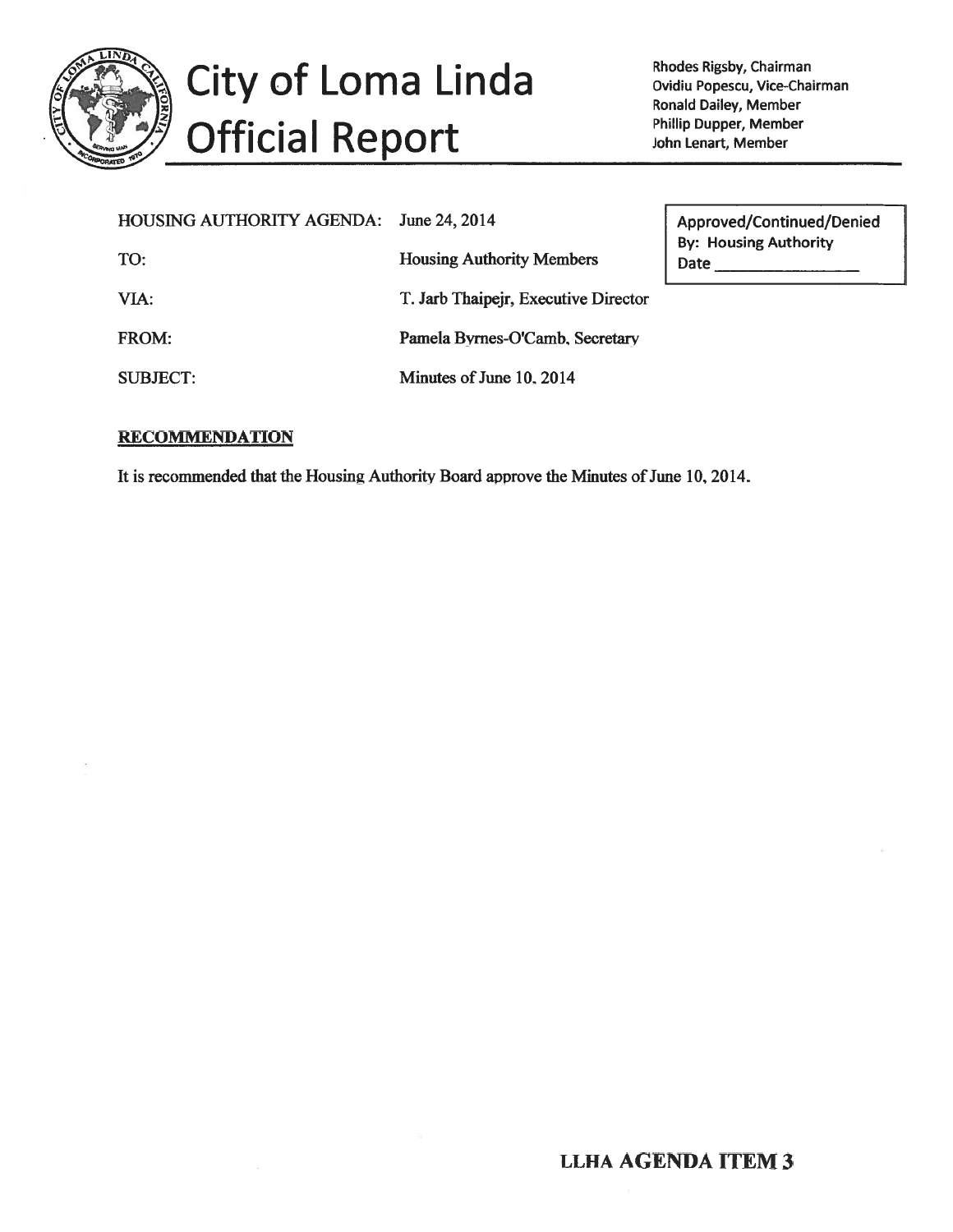# City of Loma Linda Official Report

Rhodes Rigsby, Chairman
Ovidiu Popescu, Vice-Chairman
Ronald Dailey, Member
Phillip Dupper, Member
John Lenart, Member

| | |
|---|---|
| HOUSING AUTHORITY AGENDA: | June 24, 2014 |
| TO: | Housing Authority Members |
| VIA: | T. Jarb Thaipejr, Executive Director |
| FROM: | Pamela Byrnes-O'Camb, Secretary |
| SUBJECT: | Minutes of June 10, 2014 |

Approved/Continued/Denied
By: Housing Authority
Date ________________

**RECOMMENDATION**

It is recommended that the Housing Authority Board approve the Minutes of June 10, 2014.

**LLHA AGENDA ITEM 3**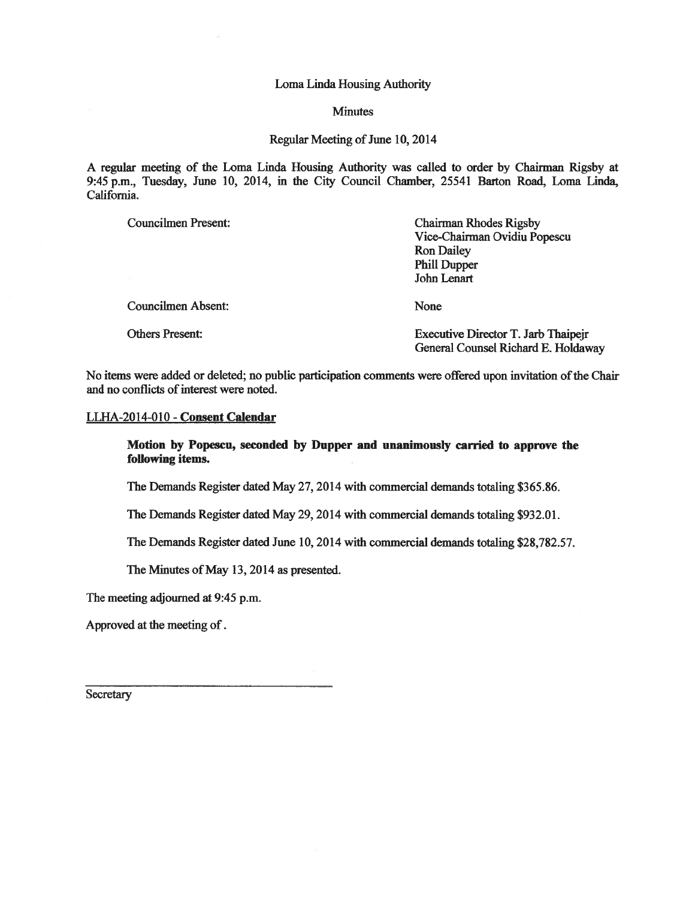Loma Linda Housing Authority

Minutes

Regular Meeting of June 10, 2014

A regular meeting of the Loma Linda Housing Authority was called to order by Chairman Rigsby at 9:45 p.m., Tuesday, June 10, 2014, in the City Council Chamber, 25541 Barton Road, Loma Linda, California.

| | |
|---|---|
| Councilmen Present: | Chairman Rhodes Rigsby<br>Vice-Chairman Ovidiu Popescu<br>Ron Dailey<br>Phill Dupper<br>John Lenart |
| Councilmen Absent: | None |
| Others Present: | Executive Director T. Jarb Thaipejr<br>General Counsel Richard E. Holdaway |

No items were added or deleted; no public participation comments were offered upon invitation of the Chair and no conflicts of interest were noted.

LLHA-2014-010 - **Consent Calendar**

> **Motion by Popescu, seconded by Dupper and unanimously carried to approve the following items.**
>
> The Demands Register dated May 27, 2014 with commercial demands totaling $365.86.
>
> The Demands Register dated May 29, 2014 with commercial demands totaling $932.01.
>
> The Demands Register dated June 10, 2014 with commercial demands totaling $28,782.57.
>
> The Minutes of May 13, 2014 as presented.

The meeting adjourned at 9:45 p.m.

Approved at the meeting of .

\_\_\_\_\_\_\_\_\_\_\_\_\_\_\_\_\_\_\_\_\_\_\_\_\_\_\_\_\_\_\_\_\_\_\_\_

Secretary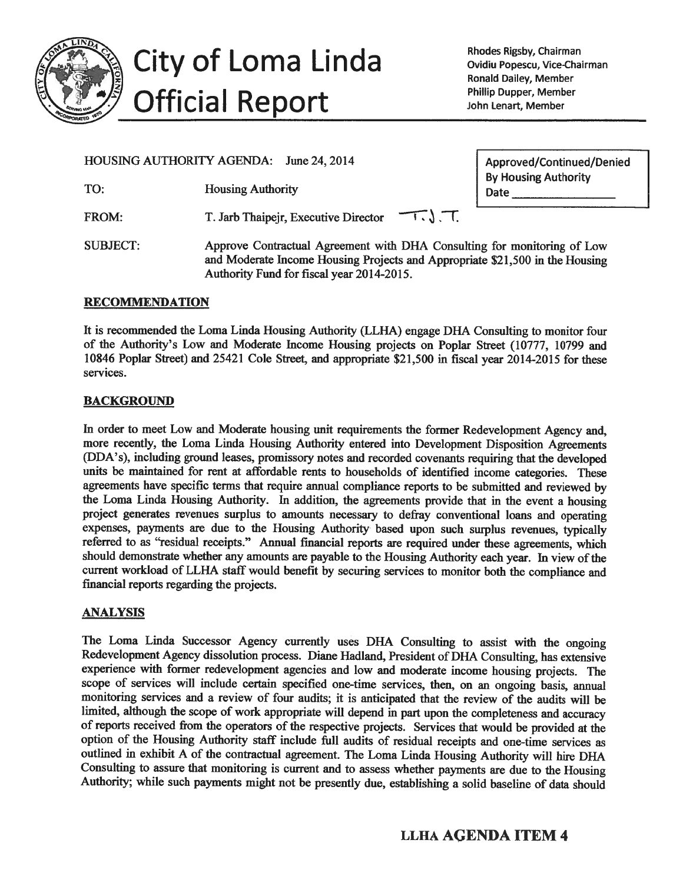# City of Loma Linda Official Report

Rhodes Rigsby, Chairman
Ovidiu Popescu, Vice-Chairman
Ronald Dailey, Member
Phillip Dupper, Member
John Lenart, Member

HOUSING AUTHORITY AGENDA: June 24, 2014

| Approved/Continued/Denied By Housing Authority Date ________________ |
|---|

TO: Housing Authority

FROM: T. Jarb Thaipejr, Executive Director T.J.T.

SUBJECT: Approve Contractual Agreement with DHA Consulting for monitoring of Low and Moderate Income Housing Projects and Appropriate $21,500 in the Housing Authority Fund for fiscal year 2014-2015.

## RECOMMENDATION

It is recommended the Loma Linda Housing Authority (LLHA) engage DHA Consulting to monitor four of the Authority's Low and Moderate Income Housing projects on Poplar Street (10777, 10799 and 10846 Poplar Street) and 25421 Cole Street, and appropriate $21,500 in fiscal year 2014-2015 for these services.

## BACKGROUND

In order to meet Low and Moderate housing unit requirements the former Redevelopment Agency and, more recently, the Loma Linda Housing Authority entered into Development Disposition Agreements (DDA's), including ground leases, promissory notes and recorded covenants requiring that the developed units be maintained for rent at affordable rents to households of identified income categories. These agreements have specific terms that require annual compliance reports to be submitted and reviewed by the Loma Linda Housing Authority. In addition, the agreements provide that in the event a housing project generates revenues surplus to amounts necessary to defray conventional loans and operating expenses, payments are due to the Housing Authority based upon such surplus revenues, typically referred to as "residual receipts." Annual financial reports are required under these agreements, which should demonstrate whether any amounts are payable to the Housing Authority each year. In view of the current workload of LLHA staff would benefit by securing services to monitor both the compliance and financial reports regarding the projects.

## ANALYSIS

The Loma Linda Successor Agency currently uses DHA Consulting to assist with the ongoing Redevelopment Agency dissolution process. Diane Hadland, President of DHA Consulting, has extensive experience with former redevelopment agencies and low and moderate income housing projects. The scope of services will include certain specified one-time services, then, on an ongoing basis, annual monitoring services and a review of four audits; it is anticipated that the review of the audits will be limited, although the scope of work appropriate will depend in part upon the completeness and accuracy of reports received from the operators of the respective projects. Services that would be provided at the option of the Housing Authority staff include full audits of residual receipts and one-time services as outlined in exhibit A of the contractual agreement. The Loma Linda Housing Authority will hire DHA Consulting to assure that monitoring is current and to assess whether payments are due to the Housing Authority; while such payments might not be presently due, establishing a solid baseline of data should

**LLHA AGENDA ITEM 4**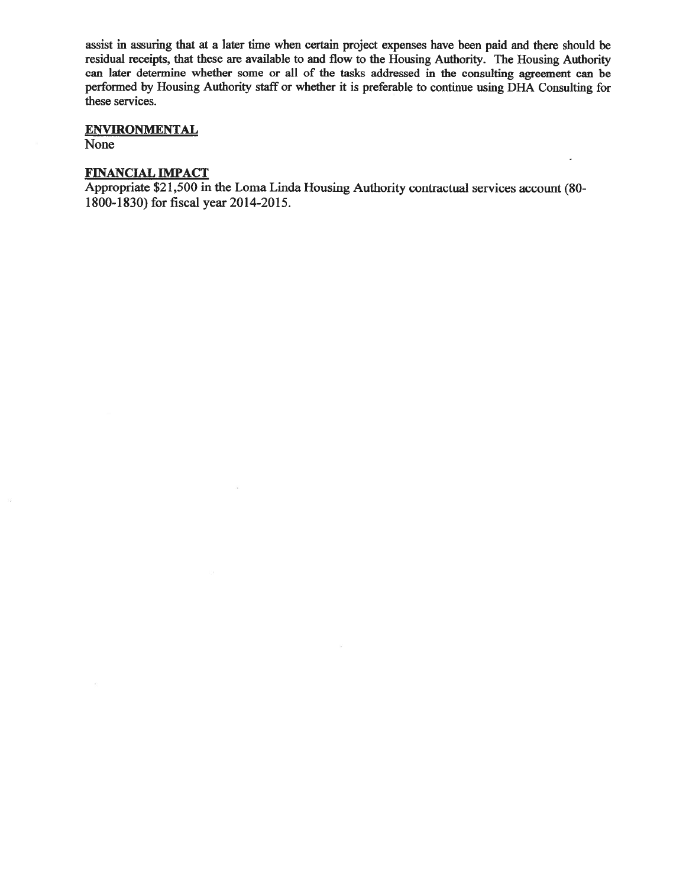assist in assuring that at a later time when certain project expenses have been paid and there should be residual receipts, that these are available to and flow to the Housing Authority. The Housing Authority can later determine whether some or all of the tasks addressed in the consulting agreement can be performed by Housing Authority staff or whether it is preferable to continue using DHA Consulting for these services.

**ENVIRONMENTAL**

None

**FINANCIAL IMPACT**

Appropriate $21,500 in the Loma Linda Housing Authority contractual services account (80-1800-1830) for fiscal year 2014-2015.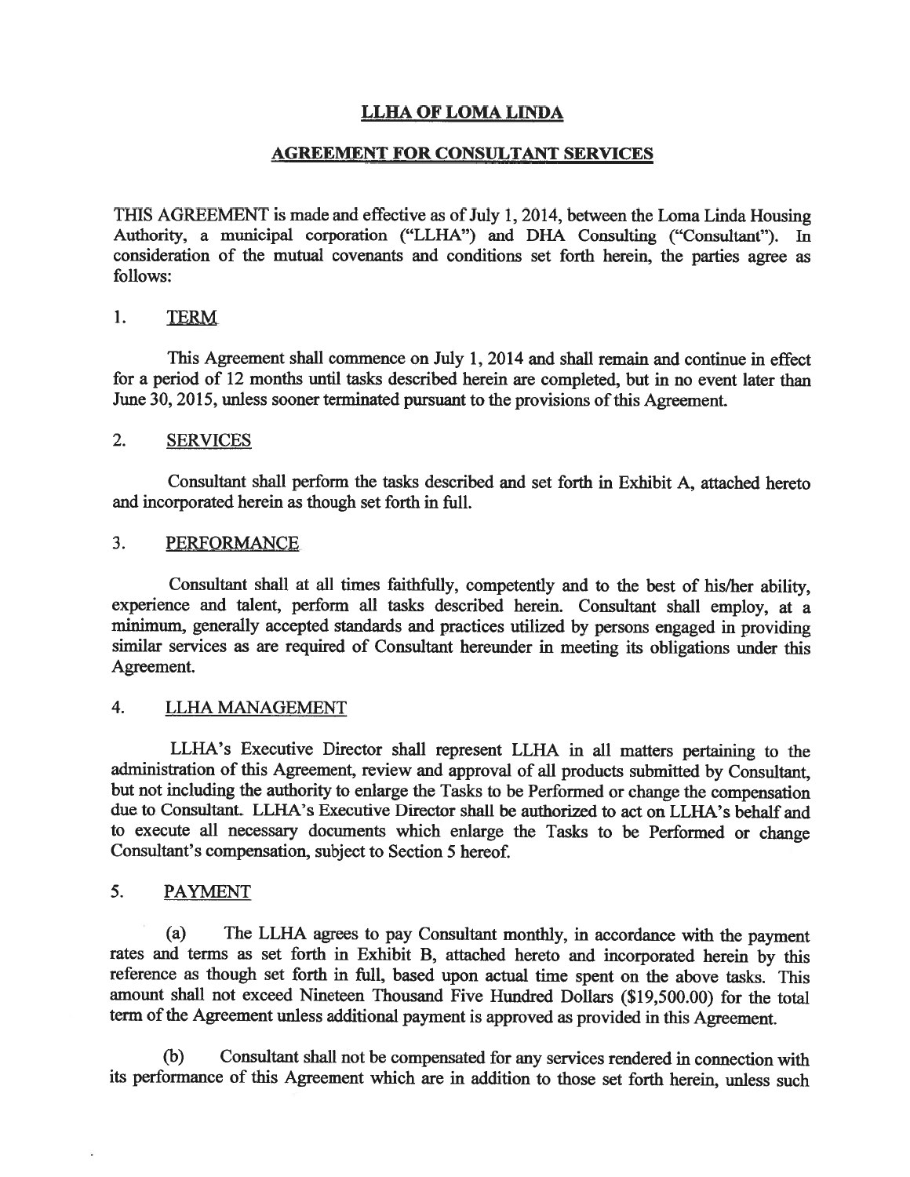# LLHA OF LOMA LINDA

## AGREEMENT FOR CONSULTANT SERVICES

THIS AGREEMENT is made and effective as of July 1, 2014, between the Loma Linda Housing Authority, a municipal corporation ("LLHA") and DHA Consulting ("Consultant"). In consideration of the mutual covenants and conditions set forth herein, the parties agree as follows:

### 1. TERM

This Agreement shall commence on July 1, 2014 and shall remain and continue in effect for a period of 12 months until tasks described herein are completed, but in no event later than June 30, 2015, unless sooner terminated pursuant to the provisions of this Agreement.

### 2. SERVICES

Consultant shall perform the tasks described and set forth in Exhibit A, attached hereto and incorporated herein as though set forth in full.

### 3. PERFORMANCE

Consultant shall at all times faithfully, competently and to the best of his/her ability, experience and talent, perform all tasks described herein. Consultant shall employ, at a minimum, generally accepted standards and practices utilized by persons engaged in providing similar services as are required of Consultant hereunder in meeting its obligations under this Agreement.

### 4. LLHA MANAGEMENT

LLHA's Executive Director shall represent LLHA in all matters pertaining to the administration of this Agreement, review and approval of all products submitted by Consultant, but not including the authority to enlarge the Tasks to be Performed or change the compensation due to Consultant. LLHA's Executive Director shall be authorized to act on LLHA's behalf and to execute all necessary documents which enlarge the Tasks to be Performed or change Consultant's compensation, subject to Section 5 hereof.

### 5. PAYMENT

(a) The LLHA agrees to pay Consultant monthly, in accordance with the payment rates and terms as set forth in Exhibit B, attached hereto and incorporated herein by this reference as though set forth in full, based upon actual time spent on the above tasks. This amount shall not exceed Nineteen Thousand Five Hundred Dollars ($19,500.00) for the total term of the Agreement unless additional payment is approved as provided in this Agreement.

(b) Consultant shall not be compensated for any services rendered in connection with its performance of this Agreement which are in addition to those set forth herein, unless such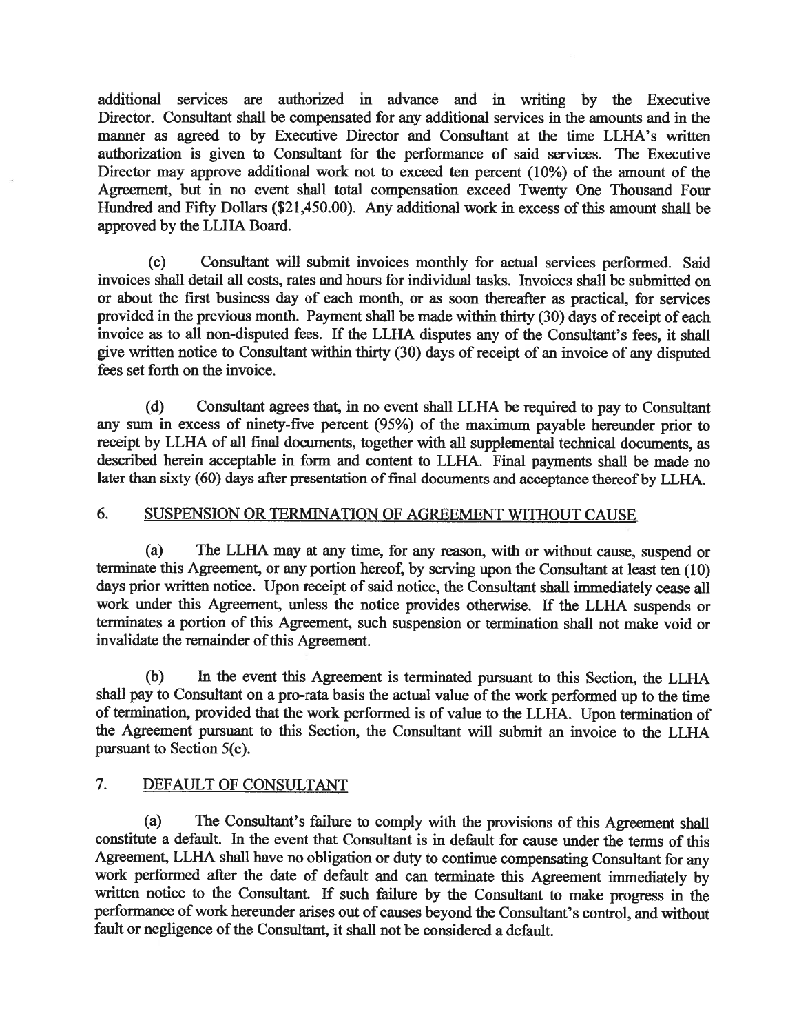additional services are authorized in advance and in writing by the Executive Director. Consultant shall be compensated for any additional services in the amounts and in the manner as agreed to by Executive Director and Consultant at the time LLHA's written authorization is given to Consultant for the performance of said services. The Executive Director may approve additional work not to exceed ten percent (10%) of the amount of the Agreement, but in no event shall total compensation exceed Twenty One Thousand Four Hundred and Fifty Dollars ($21,450.00). Any additional work in excess of this amount shall be approved by the LLHA Board.

(c) Consultant will submit invoices monthly for actual services performed. Said invoices shall detail all costs, rates and hours for individual tasks. Invoices shall be submitted on or about the first business day of each month, or as soon thereafter as practical, for services provided in the previous month. Payment shall be made within thirty (30) days of receipt of each invoice as to all non-disputed fees. If the LLHA disputes any of the Consultant's fees, it shall give written notice to Consultant within thirty (30) days of receipt of an invoice of any disputed fees set forth on the invoice.

(d) Consultant agrees that, in no event shall LLHA be required to pay to Consultant any sum in excess of ninety-five percent (95%) of the maximum payable hereunder prior to receipt by LLHA of all final documents, together with all supplemental technical documents, as described herein acceptable in form and content to LLHA. Final payments shall be made no later than sixty (60) days after presentation of final documents and acceptance thereof by LLHA.

## 6. SUSPENSION OR TERMINATION OF AGREEMENT WITHOUT CAUSE

(a) The LLHA may at any time, for any reason, with or without cause, suspend or terminate this Agreement, or any portion hereof, by serving upon the Consultant at least ten (10) days prior written notice. Upon receipt of said notice, the Consultant shall immediately cease all work under this Agreement, unless the notice provides otherwise. If the LLHA suspends or terminates a portion of this Agreement, such suspension or termination shall not make void or invalidate the remainder of this Agreement.

(b) In the event this Agreement is terminated pursuant to this Section, the LLHA shall pay to Consultant on a pro-rata basis the actual value of the work performed up to the time of termination, provided that the work performed is of value to the LLHA. Upon termination of the Agreement pursuant to this Section, the Consultant will submit an invoice to the LLHA pursuant to Section 5(c).

## 7. DEFAULT OF CONSULTANT

(a) The Consultant's failure to comply with the provisions of this Agreement shall constitute a default. In the event that Consultant is in default for cause under the terms of this Agreement, LLHA shall have no obligation or duty to continue compensating Consultant for any work performed after the date of default and can terminate this Agreement immediately by written notice to the Consultant. If such failure by the Consultant to make progress in the performance of work hereunder arises out of causes beyond the Consultant's control, and without fault or negligence of the Consultant, it shall not be considered a default.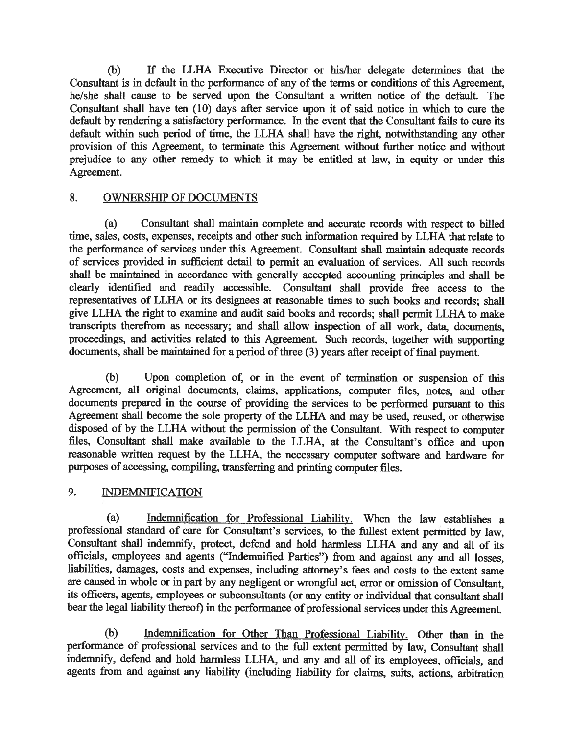(b) If the LLHA Executive Director or his/her delegate determines that the Consultant is in default in the performance of any of the terms or conditions of this Agreement, he/she shall cause to be served upon the Consultant a written notice of the default. The Consultant shall have ten (10) days after service upon it of said notice in which to cure the default by rendering a satisfactory performance. In the event that the Consultant fails to cure its default within such period of time, the LLHA shall have the right, notwithstanding any other provision of this Agreement, to terminate this Agreement without further notice and without prejudice to any other remedy to which it may be entitled at law, in equity or under this Agreement.

## 8. OWNERSHIP OF DOCUMENTS

(a) Consultant shall maintain complete and accurate records with respect to billed time, sales, costs, expenses, receipts and other such information required by LLHA that relate to the performance of services under this Agreement. Consultant shall maintain adequate records of services provided in sufficient detail to permit an evaluation of services. All such records shall be maintained in accordance with generally accepted accounting principles and shall be clearly identified and readily accessible. Consultant shall provide free access to the representatives of LLHA or its designees at reasonable times to such books and records; shall give LLHA the right to examine and audit said books and records; shall permit LLHA to make transcripts therefrom as necessary; and shall allow inspection of all work, data, documents, proceedings, and activities related to this Agreement. Such records, together with supporting documents, shall be maintained for a period of three (3) years after receipt of final payment.

(b) Upon completion of, or in the event of termination or suspension of this Agreement, all original documents, claims, applications, computer files, notes, and other documents prepared in the course of providing the services to be performed pursuant to this Agreement shall become the sole property of the LLHA and may be used, reused, or otherwise disposed of by the LLHA without the permission of the Consultant. With respect to computer files, Consultant shall make available to the LLHA, at the Consultant's office and upon reasonable written request by the LLHA, the necessary computer software and hardware for purposes of accessing, compiling, transferring and printing computer files.

## 9. INDEMNIFICATION

(a) Indemnification for Professional Liability. When the law establishes a professional standard of care for Consultant's services, to the fullest extent permitted by law, Consultant shall indemnify, protect, defend and hold harmless LLHA and any and all of its officials, employees and agents ("Indemnified Parties") from and against any and all losses, liabilities, damages, costs and expenses, including attorney's fees and costs to the extent same are caused in whole or in part by any negligent or wrongful act, error or omission of Consultant, its officers, agents, employees or subconsultants (or any entity or individual that consultant shall bear the legal liability thereof) in the performance of professional services under this Agreement.

(b) Indemnification for Other Than Professional Liability. Other than in the performance of professional services and to the full extent permitted by law, Consultant shall indemnify, defend and hold harmless LLHA, and any and all of its employees, officials, and agents from and against any liability (including liability for claims, suits, actions, arbitration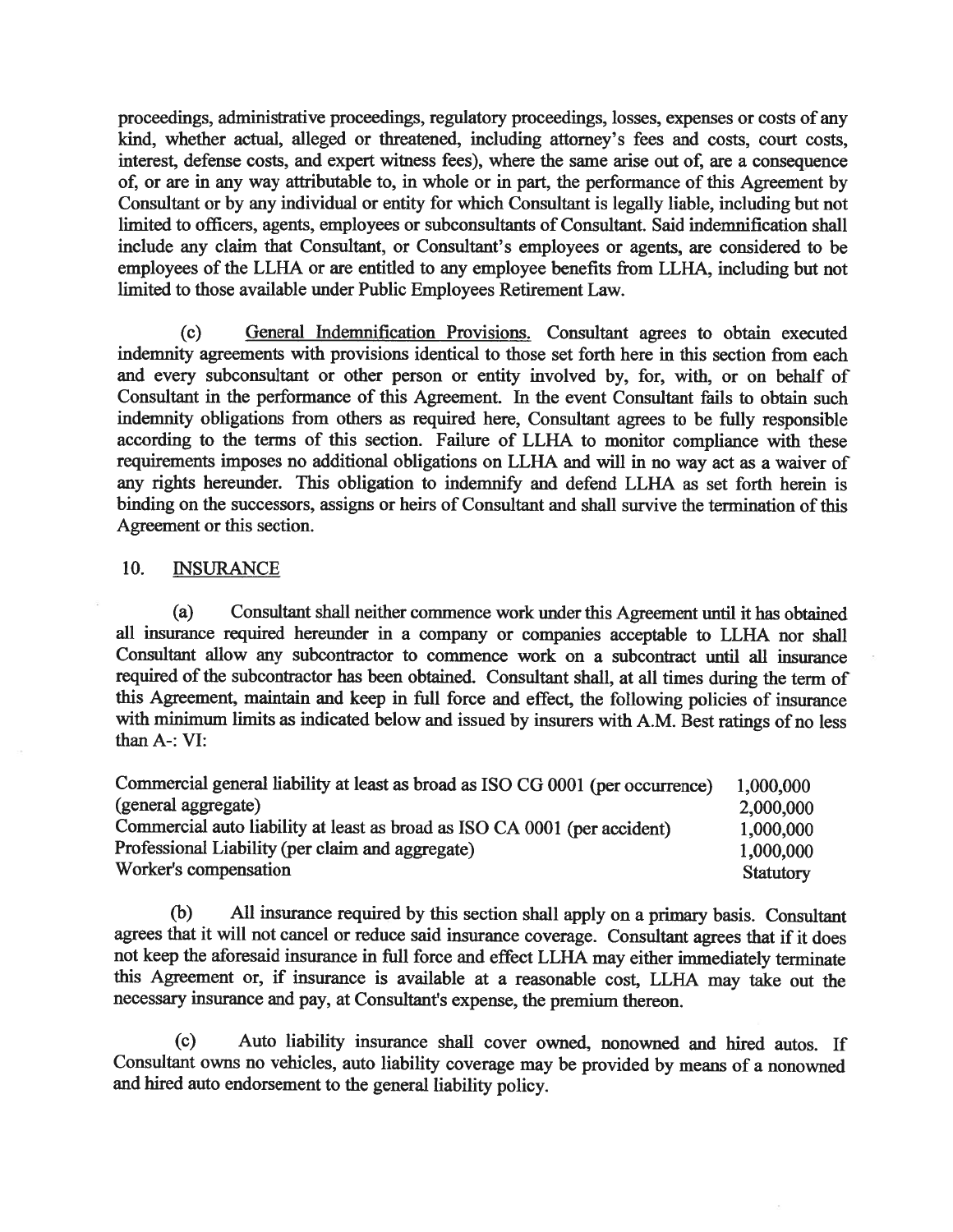proceedings, administrative proceedings, regulatory proceedings, losses, expenses or costs of any kind, whether actual, alleged or threatened, including attorney's fees and costs, court costs, interest, defense costs, and expert witness fees), where the same arise out of, are a consequence of, or are in any way attributable to, in whole or in part, the performance of this Agreement by Consultant or by any individual or entity for which Consultant is legally liable, including but not limited to officers, agents, employees or subconsultants of Consultant. Said indemnification shall include any claim that Consultant, or Consultant's employees or agents, are considered to be employees of the LLHA or are entitled to any employee benefits from LLHA, including but not limited to those available under Public Employees Retirement Law.

(c) General Indemnification Provisions. Consultant agrees to obtain executed indemnity agreements with provisions identical to those set forth here in this section from each and every subconsultant or other person or entity involved by, for, with, or on behalf of Consultant in the performance of this Agreement. In the event Consultant fails to obtain such indemnity obligations from others as required here, Consultant agrees to be fully responsible according to the terms of this section. Failure of LLHA to monitor compliance with these requirements imposes no additional obligations on LLHA and will in no way act as a waiver of any rights hereunder. This obligation to indemnify and defend LLHA as set forth herein is binding on the successors, assigns or heirs of Consultant and shall survive the termination of this Agreement or this section.

## 10. INSURANCE

(a) Consultant shall neither commence work under this Agreement until it has obtained all insurance required hereunder in a company or companies acceptable to LLHA nor shall Consultant allow any subcontractor to commence work on a subcontract until all insurance required of the subcontractor has been obtained. Consultant shall, at all times during the term of this Agreement, maintain and keep in full force and effect, the following policies of insurance with minimum limits as indicated below and issued by insurers with A.M. Best ratings of no less than A-: VI:

| | |
|---|---|
| Commercial general liability at least as broad as ISO CG 0001 (per occurrence) | 1,000,000 |
| (general aggregate) | 2,000,000 |
| Commercial auto liability at least as broad as ISO CA 0001 (per accident) | 1,000,000 |
| Professional Liability (per claim and aggregate) | 1,000,000 |
| Worker's compensation | Statutory |

(b) All insurance required by this section shall apply on a primary basis. Consultant agrees that it will not cancel or reduce said insurance coverage. Consultant agrees that if it does not keep the aforesaid insurance in full force and effect LLHA may either immediately terminate this Agreement or, if insurance is available at a reasonable cost, LLHA may take out the necessary insurance and pay, at Consultant's expense, the premium thereon.

(c) Auto liability insurance shall cover owned, nonowned and hired autos. If Consultant owns no vehicles, auto liability coverage may be provided by means of a nonowned and hired auto endorsement to the general liability policy.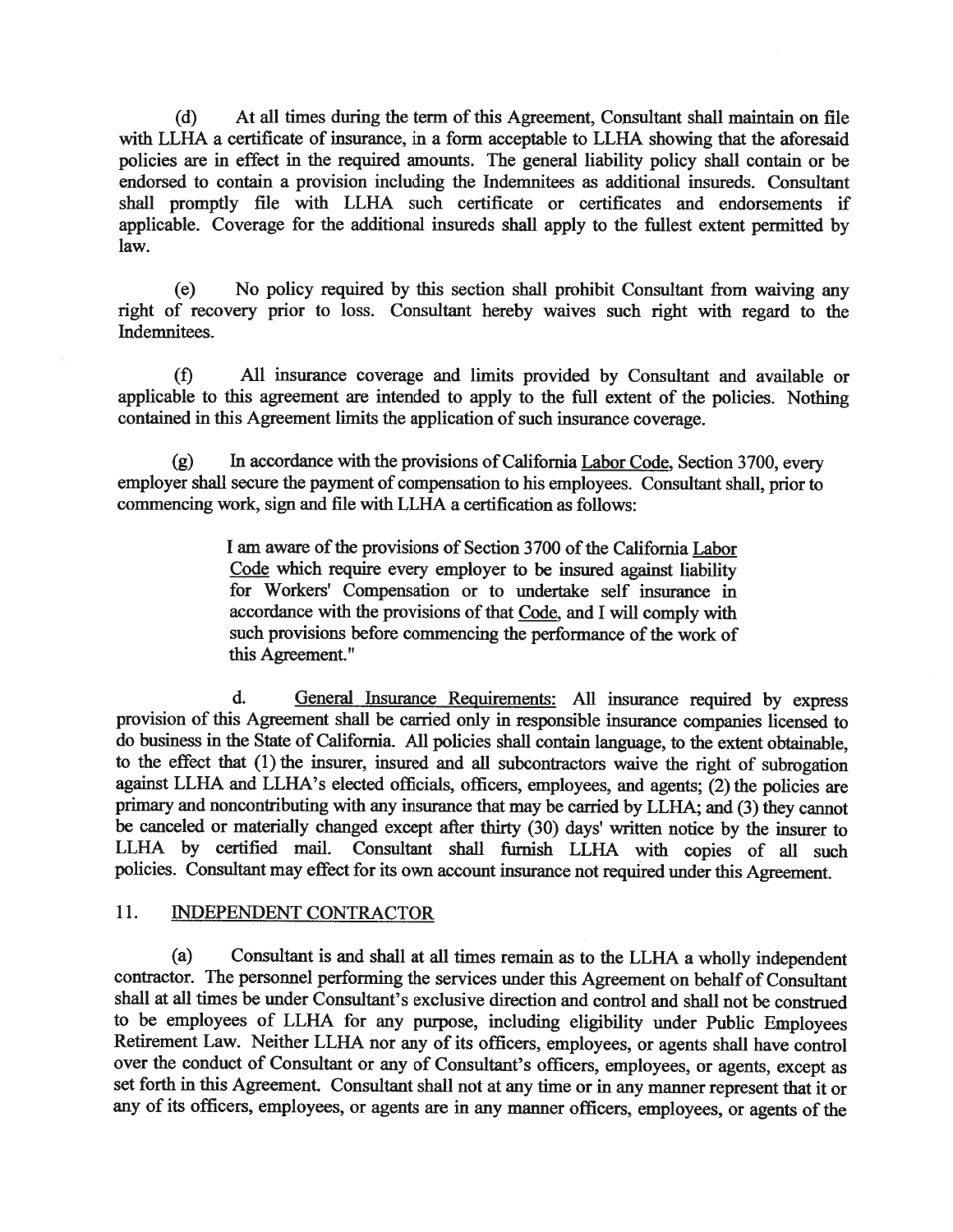(d) At all times during the term of this Agreement, Consultant shall maintain on file with LLHA a certificate of insurance, in a form acceptable to LLHA showing that the aforesaid policies are in effect in the required amounts. The general liability policy shall contain or be endorsed to contain a provision including the Indemnitees as additional insureds. Consultant shall promptly file with LLHA such certificate or certificates and endorsements if applicable. Coverage for the additional insureds shall apply to the fullest extent permitted by law.

(e) No policy required by this section shall prohibit Consultant from waiving any right of recovery prior to loss. Consultant hereby waives such right with regard to the Indemnitees.

(f) All insurance coverage and limits provided by Consultant and available or applicable to this agreement are intended to apply to the full extent of the policies. Nothing contained in this Agreement limits the application of such insurance coverage.

(g) In accordance with the provisions of California Labor Code, Section 3700, every employer shall secure the payment of compensation to his employees. Consultant shall, prior to commencing work, sign and file with LLHA a certification as follows:

> I am aware of the provisions of Section 3700 of the California Labor Code which require every employer to be insured against liability for Workers' Compensation or to undertake self insurance in accordance with the provisions of that Code, and I will comply with such provisions before commencing the performance of the work of this Agreement."

d. General Insurance Requirements: All insurance required by express provision of this Agreement shall be carried only in responsible insurance companies licensed to do business in the State of California. All policies shall contain language, to the extent obtainable, to the effect that (1) the insurer, insured and all subcontractors waive the right of subrogation against LLHA and LLHA's elected officials, officers, employees, and agents; (2) the policies are primary and noncontributing with any insurance that may be carried by LLHA; and (3) they cannot be canceled or materially changed except after thirty (30) days' written notice by the insurer to LLHA by certified mail. Consultant shall furnish LLHA with copies of all such policies. Consultant may effect for its own account insurance not required under this Agreement.

## 11. INDEPENDENT CONTRACTOR

(a) Consultant is and shall at all times remain as to the LLHA a wholly independent contractor. The personnel performing the services under this Agreement on behalf of Consultant shall at all times be under Consultant's exclusive direction and control and shall not be construed to be employees of LLHA for any purpose, including eligibility under Public Employees Retirement Law. Neither LLHA nor any of its officers, employees, or agents shall have control over the conduct of Consultant or any of Consultant's officers, employees, or agents, except as set forth in this Agreement. Consultant shall not at any time or in any manner represent that it or any of its officers, employees, or agents are in any manner officers, employees, or agents of the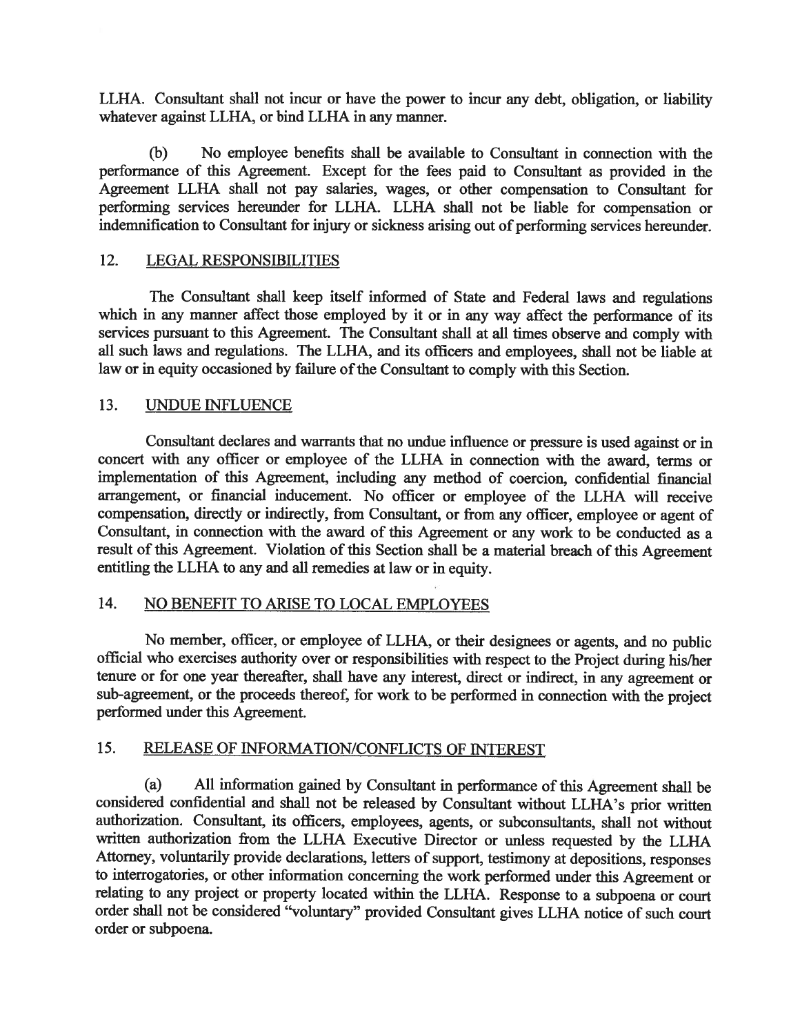LLHA. Consultant shall not incur or have the power to incur any debt, obligation, or liability whatever against LLHA, or bind LLHA in any manner.

(b) No employee benefits shall be available to Consultant in connection with the performance of this Agreement. Except for the fees paid to Consultant as provided in the Agreement LLHA shall not pay salaries, wages, or other compensation to Consultant for performing services hereunder for LLHA. LLHA shall not be liable for compensation or indemnification to Consultant for injury or sickness arising out of performing services hereunder.

## 12. LEGAL RESPONSIBILITIES

The Consultant shall keep itself informed of State and Federal laws and regulations which in any manner affect those employed by it or in any way affect the performance of its services pursuant to this Agreement. The Consultant shall at all times observe and comply with all such laws and regulations. The LLHA, and its officers and employees, shall not be liable at law or in equity occasioned by failure of the Consultant to comply with this Section.

## 13. UNDUE INFLUENCE

Consultant declares and warrants that no undue influence or pressure is used against or in concert with any officer or employee of the LLHA in connection with the award, terms or implementation of this Agreement, including any method of coercion, confidential financial arrangement, or financial inducement. No officer or employee of the LLHA will receive compensation, directly or indirectly, from Consultant, or from any officer, employee or agent of Consultant, in connection with the award of this Agreement or any work to be conducted as a result of this Agreement. Violation of this Section shall be a material breach of this Agreement entitling the LLHA to any and all remedies at law or in equity.

## 14. NO BENEFIT TO ARISE TO LOCAL EMPLOYEES

No member, officer, or employee of LLHA, or their designees or agents, and no public official who exercises authority over or responsibilities with respect to the Project during his/her tenure or for one year thereafter, shall have any interest, direct or indirect, in any agreement or sub-agreement, or the proceeds thereof, for work to be performed in connection with the project performed under this Agreement.

## 15. RELEASE OF INFORMATION/CONFLICTS OF INTEREST

(a) All information gained by Consultant in performance of this Agreement shall be considered confidential and shall not be released by Consultant without LLHA's prior written authorization. Consultant, its officers, employees, agents, or subconsultants, shall not without written authorization from the LLHA Executive Director or unless requested by the LLHA Attorney, voluntarily provide declarations, letters of support, testimony at depositions, responses to interrogatories, or other information concerning the work performed under this Agreement or relating to any project or property located within the LLHA. Response to a subpoena or court order shall not be considered "voluntary" provided Consultant gives LLHA notice of such court order or subpoena.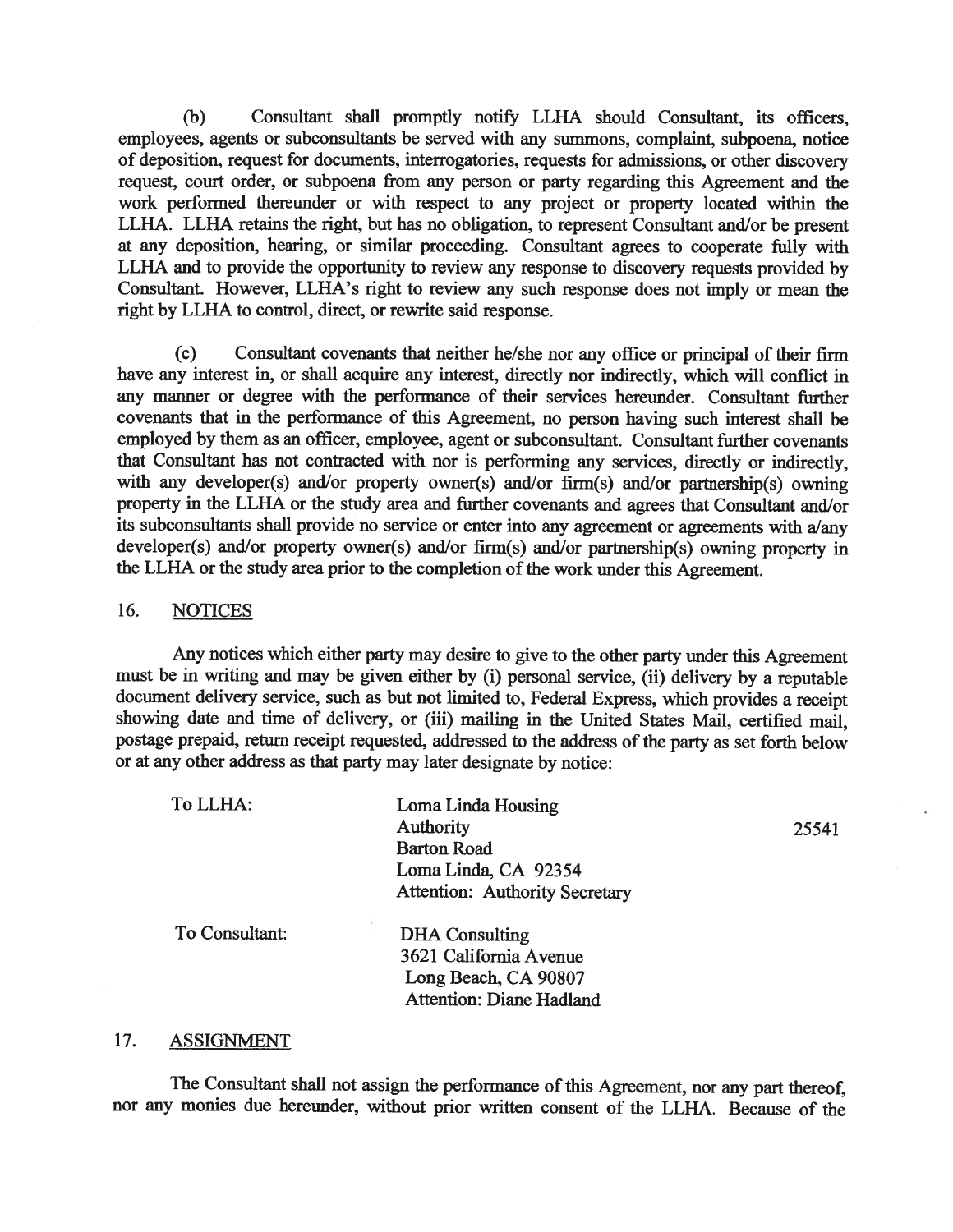(b) Consultant shall promptly notify LLHA should Consultant, its officers, employees, agents or subconsultants be served with any summons, complaint, subpoena, notice of deposition, request for documents, interrogatories, requests for admissions, or other discovery request, court order, or subpoena from any person or party regarding this Agreement and the work performed thereunder or with respect to any project or property located within the LLHA. LLHA retains the right, but has no obligation, to represent Consultant and/or be present at any deposition, hearing, or similar proceeding. Consultant agrees to cooperate fully with LLHA and to provide the opportunity to review any response to discovery requests provided by Consultant. However, LLHA's right to review any such response does not imply or mean the right by LLHA to control, direct, or rewrite said response.

(c) Consultant covenants that neither he/she nor any office or principal of their firm have any interest in, or shall acquire any interest, directly nor indirectly, which will conflict in any manner or degree with the performance of their services hereunder. Consultant further covenants that in the performance of this Agreement, no person having such interest shall be employed by them as an officer, employee, agent or subconsultant. Consultant further covenants that Consultant has not contracted with nor is performing any services, directly or indirectly, with any developer(s) and/or property owner(s) and/or firm(s) and/or partnership(s) owning property in the LLHA or the study area and further covenants and agrees that Consultant and/or its subconsultants shall provide no service or enter into any agreement or agreements with a/any developer(s) and/or property owner(s) and/or firm(s) and/or partnership(s) owning property in the LLHA or the study area prior to the completion of the work under this Agreement.

## 16. NOTICES

Any notices which either party may desire to give to the other party under this Agreement must be in writing and may be given either by (i) personal service, (ii) delivery by a reputable document delivery service, such as but not limited to, Federal Express, which provides a receipt showing date and time of delivery, or (iii) mailing in the United States Mail, certified mail, postage prepaid, return receipt requested, addressed to the address of the party as set forth below or at any other address as that party may later designate by notice:

To LLHA:

Loma Linda Housing Authority
25541 Barton Road
Loma Linda, CA 92354
Attention: Authority Secretary

To Consultant:

DHA Consulting
3621 California Avenue
Long Beach, CA 90807
Attention: Diane Hadland

## 17. ASSIGNMENT

The Consultant shall not assign the performance of this Agreement, nor any part thereof, nor any monies due hereunder, without prior written consent of the LLHA. Because of the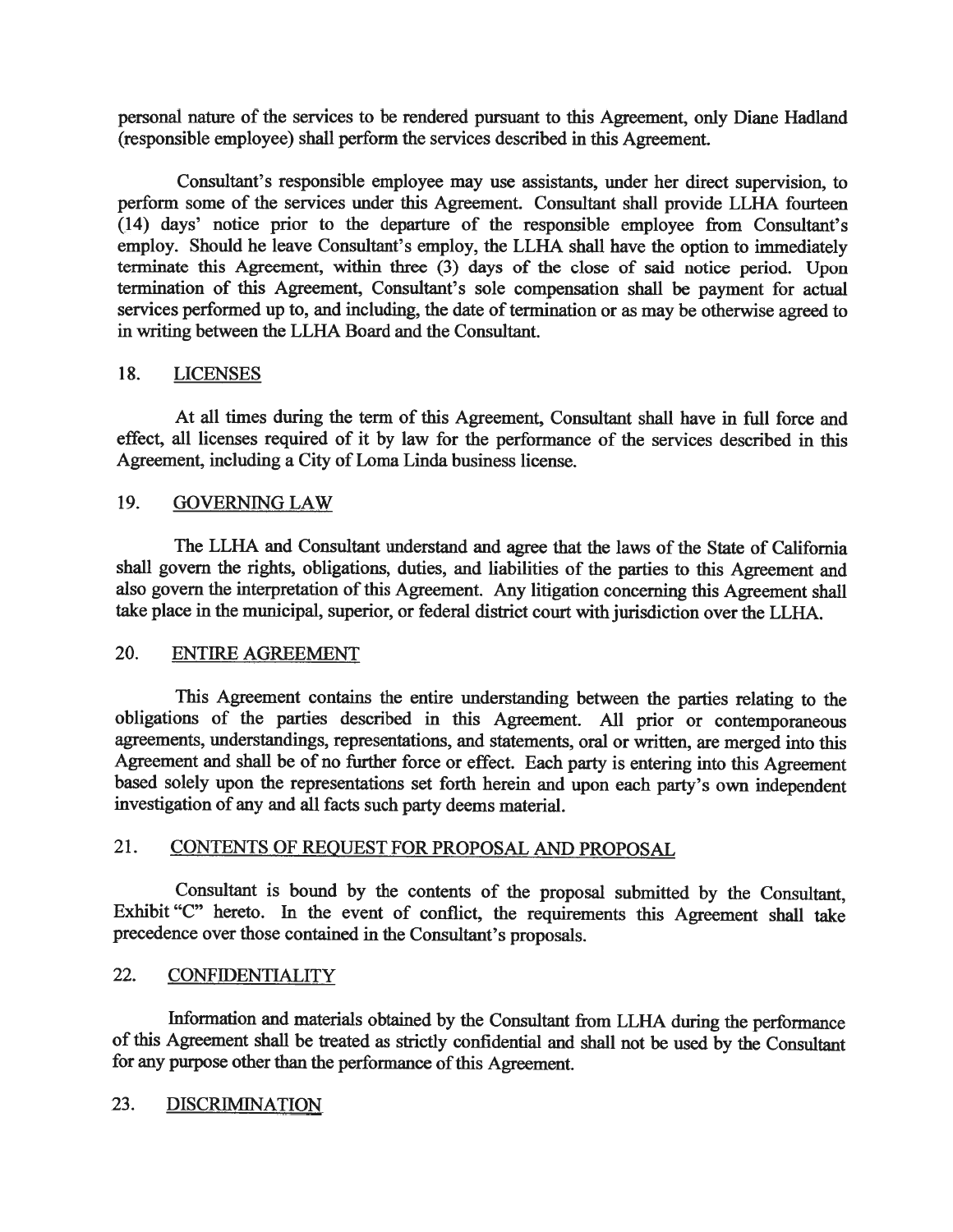personal nature of the services to be rendered pursuant to this Agreement, only Diane Hadland (responsible employee) shall perform the services described in this Agreement.

Consultant's responsible employee may use assistants, under her direct supervision, to perform some of the services under this Agreement. Consultant shall provide LLHA fourteen (14) days' notice prior to the departure of the responsible employee from Consultant's employ. Should he leave Consultant's employ, the LLHA shall have the option to immediately terminate this Agreement, within three (3) days of the close of said notice period. Upon termination of this Agreement, Consultant's sole compensation shall be payment for actual services performed up to, and including, the date of termination or as may be otherwise agreed to in writing between the LLHA Board and the Consultant.

## 18. LICENSES

At all times during the term of this Agreement, Consultant shall have in full force and effect, all licenses required of it by law for the performance of the services described in this Agreement, including a City of Loma Linda business license.

## 19. GOVERNING LAW

The LLHA and Consultant understand and agree that the laws of the State of California shall govern the rights, obligations, duties, and liabilities of the parties to this Agreement and also govern the interpretation of this Agreement. Any litigation concerning this Agreement shall take place in the municipal, superior, or federal district court with jurisdiction over the LLHA.

## 20. ENTIRE AGREEMENT

This Agreement contains the entire understanding between the parties relating to the obligations of the parties described in this Agreement. All prior or contemporaneous agreements, understandings, representations, and statements, oral or written, are merged into this Agreement and shall be of no further force or effect. Each party is entering into this Agreement based solely upon the representations set forth herein and upon each party's own independent investigation of any and all facts such party deems material.

## 21. CONTENTS OF REQUEST FOR PROPOSAL AND PROPOSAL

Consultant is bound by the contents of the proposal submitted by the Consultant, Exhibit "C" hereto. In the event of conflict, the requirements this Agreement shall take precedence over those contained in the Consultant's proposals.

## 22. CONFIDENTIALITY

Information and materials obtained by the Consultant from LLHA during the performance of this Agreement shall be treated as strictly confidential and shall not be used by the Consultant for any purpose other than the performance of this Agreement.

## 23. DISCRIMINATION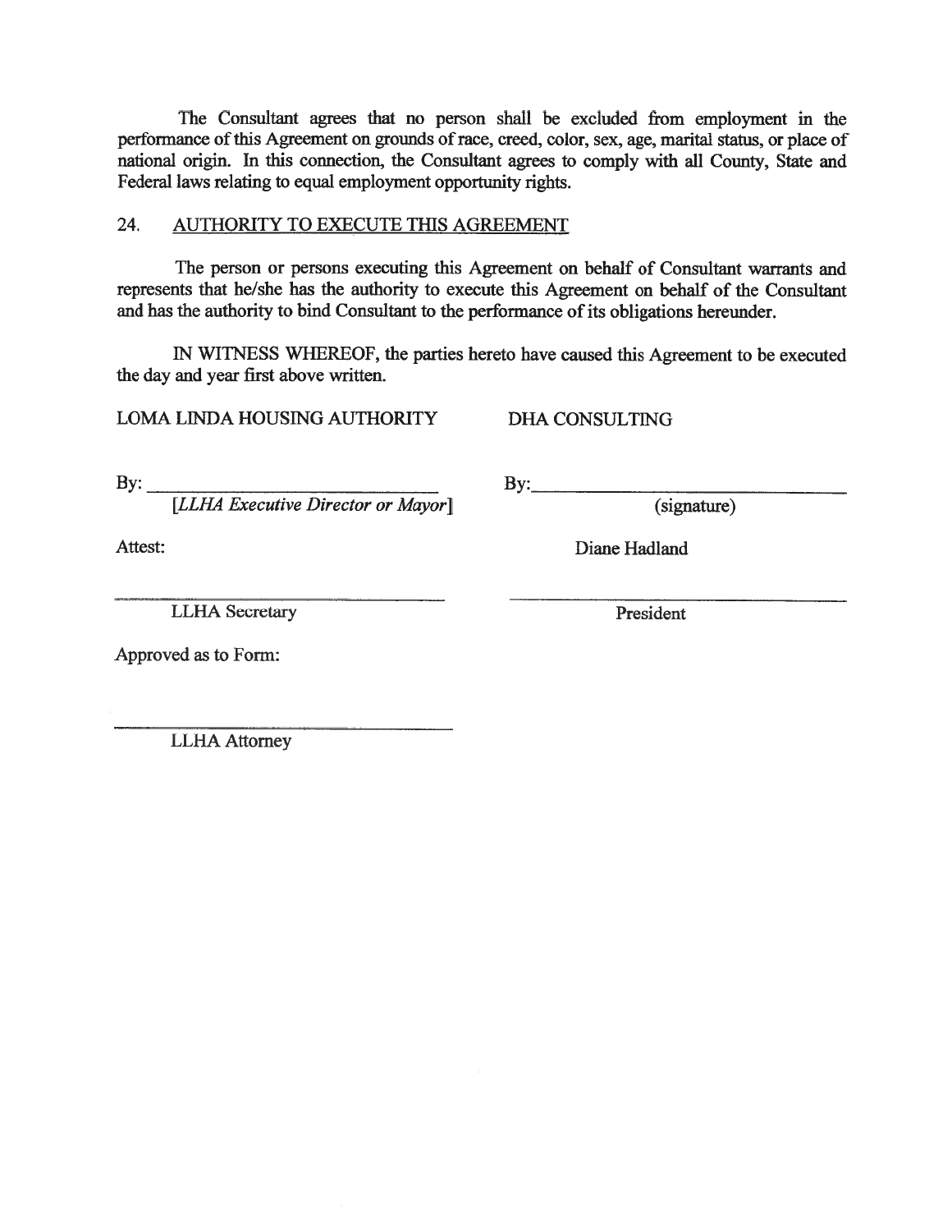The Consultant agrees that no person shall be excluded from employment in the performance of this Agreement on grounds of race, creed, color, sex, age, marital status, or place of national origin. In this connection, the Consultant agrees to comply with all County, State and Federal laws relating to equal employment opportunity rights.

## 24. AUTHORITY TO EXECUTE THIS AGREEMENT

The person or persons executing this Agreement on behalf of Consultant warrants and represents that he/she has the authority to execute this Agreement on behalf of the Consultant and has the authority to bind Consultant to the performance of its obligations hereunder.

IN WITNESS WHEREOF, the parties hereto have caused this Agreement to be executed the day and year first above written.

LOMA LINDA HOUSING AUTHORITY

By: ______________________________

*[LLHA Executive Director or Mayor]*

Attest:

______________________________

LLHA Secretary

Approved as to Form:

______________________________

LLHA Attorney

DHA CONSULTING

By: ______________________________

(signature)

Diane Hadland

______________________________

President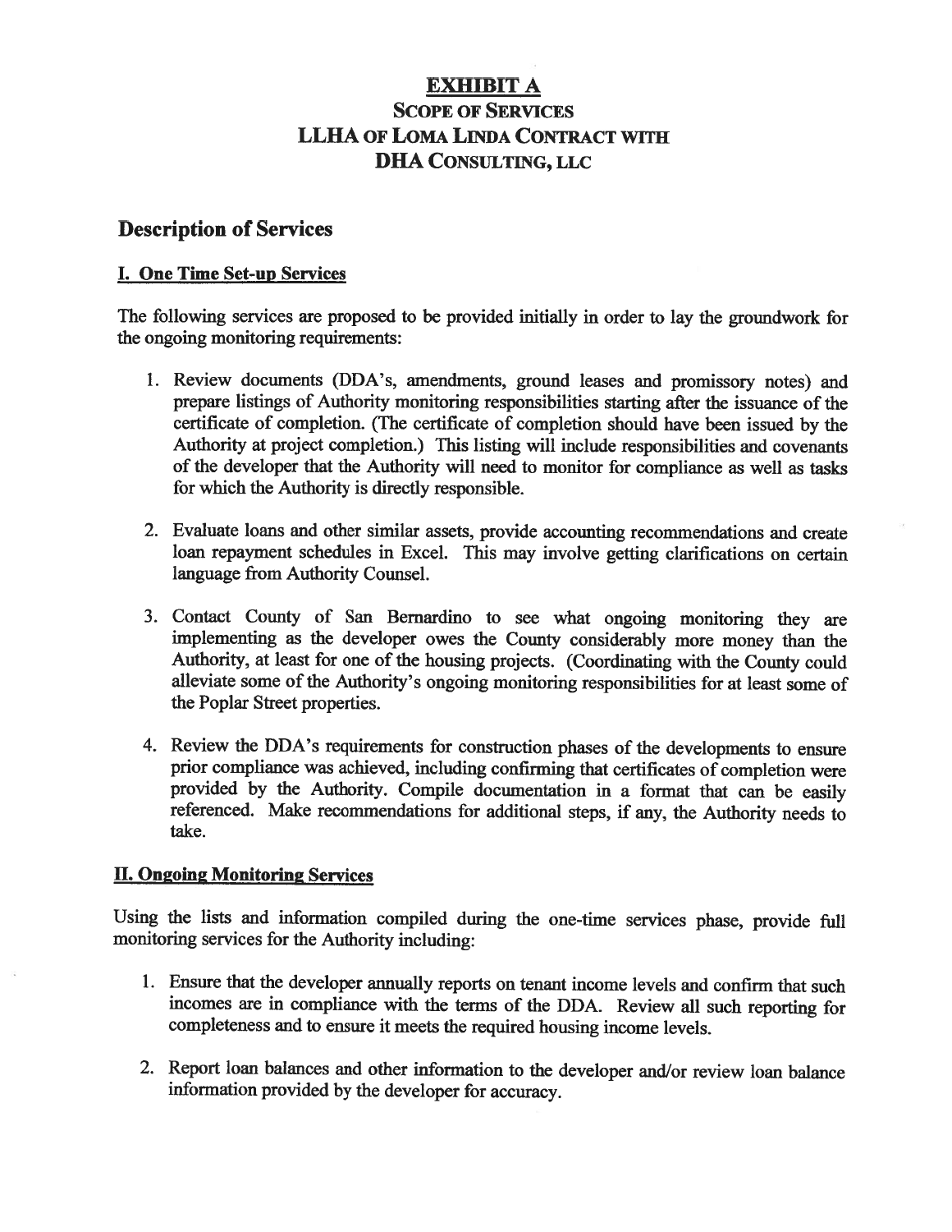# EXHIBIT A

## SCOPE OF SERVICES
## LLHA OF LOMA LINDA CONTRACT WITH
## DHA CONSULTING, LLC

## Description of Services

### I. One Time Set-up Services

The following services are proposed to be provided initially in order to lay the groundwork for the ongoing monitoring requirements:

1. Review documents (DDA's, amendments, ground leases and promissory notes) and prepare listings of Authority monitoring responsibilities starting after the issuance of the certificate of completion. (The certificate of completion should have been issued by the Authority at project completion.) This listing will include responsibilities and covenants of the developer that the Authority will need to monitor for compliance as well as tasks for which the Authority is directly responsible.

2. Evaluate loans and other similar assets, provide accounting recommendations and create loan repayment schedules in Excel. This may involve getting clarifications on certain language from Authority Counsel.

3. Contact County of San Bernardino to see what ongoing monitoring they are implementing as the developer owes the County considerably more money than the Authority, at least for one of the housing projects. (Coordinating with the County could alleviate some of the Authority's ongoing monitoring responsibilities for at least some of the Poplar Street properties.

4. Review the DDA's requirements for construction phases of the developments to ensure prior compliance was achieved, including confirming that certificates of completion were provided by the Authority. Compile documentation in a format that can be easily referenced. Make recommendations for additional steps, if any, the Authority needs to take.

### II. Ongoing Monitoring Services

Using the lists and information compiled during the one-time services phase, provide full monitoring services for the Authority including:

1. Ensure that the developer annually reports on tenant income levels and confirm that such incomes are in compliance with the terms of the DDA. Review all such reporting for completeness and to ensure it meets the required housing income levels.

2. Report loan balances and other information to the developer and/or review loan balance information provided by the developer for accuracy.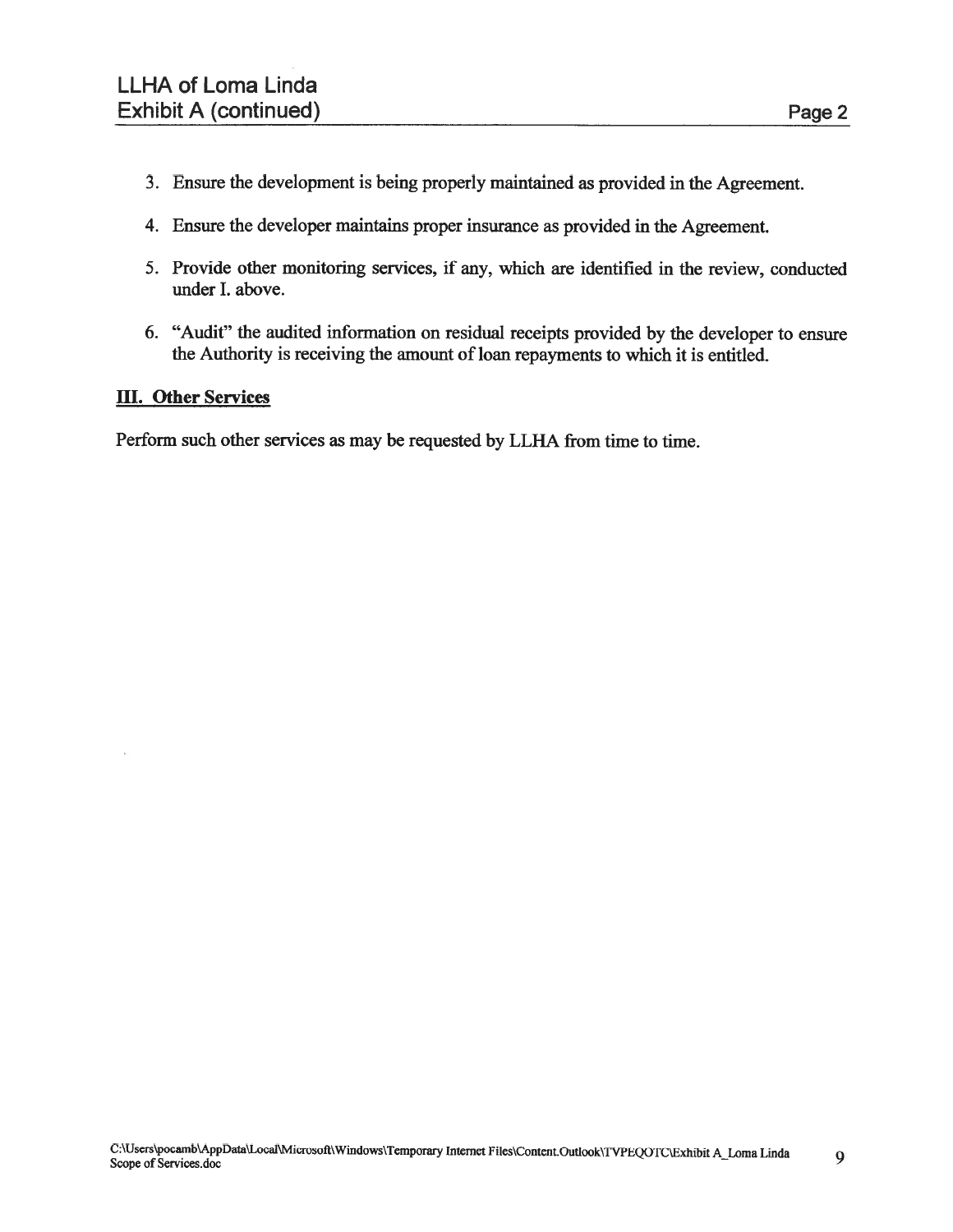3. Ensure the development is being properly maintained as provided in the Agreement.

4. Ensure the developer maintains proper insurance as provided in the Agreement.

5. Provide other monitoring services, if any, which are identified in the review, conducted under I. above.

6. "Audit" the audited information on residual receipts provided by the developer to ensure the Authority is receiving the amount of loan repayments to which it is entitled.

## III. Other Services

Perform such other services as may be requested by LLHA from time to time.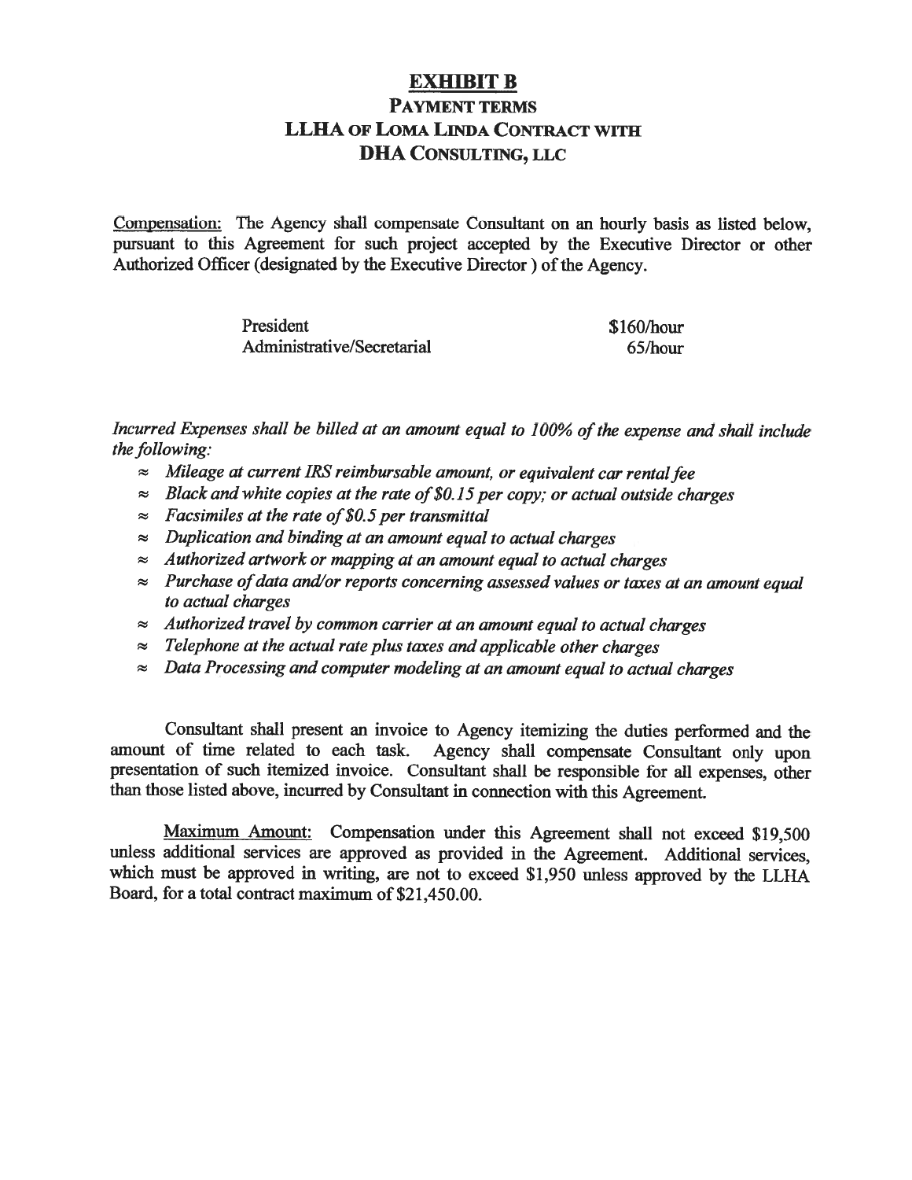# EXHIBIT B

## PAYMENT TERMS

## LLHA OF LOMA LINDA CONTRACT WITH DHA CONSULTING, LLC

Compensation: The Agency shall compensate Consultant on an hourly basis as listed below, pursuant to this Agreement for such project accepted by the Executive Director or other Authorized Officer (designated by the Executive Director ) of the Agency.

| | |
|---|---|
| President | \$160/hour |
| Administrative/Secretarial | 65/hour |

*Incurred Expenses shall be billed at an amount equal to 100% of the expense and shall include the following:*

- ≈ *Mileage at current IRS reimbursable amount, or equivalent car rental fee*
- ≈ *Black and white copies at the rate of \$0.15 per copy; or actual outside charges*
- ≈ *Facsimiles at the rate of \$0.5 per transmittal*
- ≈ *Duplication and binding at an amount equal to actual charges*
- ≈ *Authorized artwork or mapping at an amount equal to actual charges*
- ≈ *Purchase of data and/or reports concerning assessed values or taxes at an amount equal to actual charges*
- ≈ *Authorized travel by common carrier at an amount equal to actual charges*
- ≈ *Telephone at the actual rate plus taxes and applicable other charges*
- ≈ *Data Processing and computer modeling at an amount equal to actual charges*

Consultant shall present an invoice to Agency itemizing the duties performed and the amount of time related to each task. Agency shall compensate Consultant only upon presentation of such itemized invoice. Consultant shall be responsible for all expenses, other than those listed above, incurred by Consultant in connection with this Agreement.

Maximum Amount: Compensation under this Agreement shall not exceed \$19,500 unless additional services are approved as provided in the Agreement. Additional services, which must be approved in writing, are not to exceed \$1,950 unless approved by the LLHA Board, for a total contract maximum of \$21,450.00.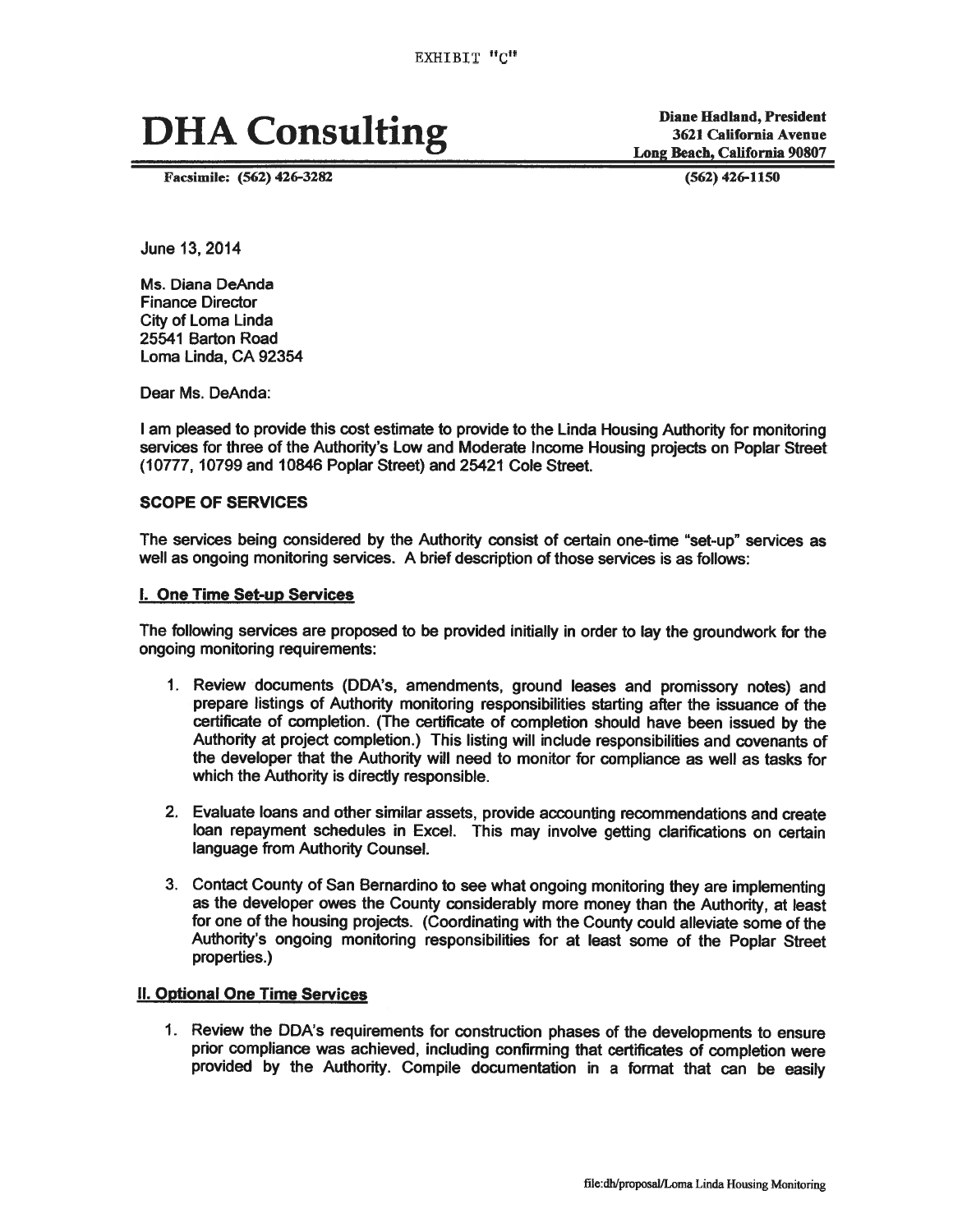EXHIBIT "C"

# DHA Consulting

**Diane Hadland, President**
**3621 California Avenue**
**Long Beach, California 90807**

**Facsimile: (562) 426-3282**
**(562) 426-1150**

June 13, 2014

Ms. Diana DeAnda
Finance Director
City of Loma Linda
25541 Barton Road
Loma Linda, CA 92354

Dear Ms. DeAnda:

I am pleased to provide this cost estimate to provide to the Linda Housing Authority for monitoring services for three of the Authority's Low and Moderate Income Housing projects on Poplar Street (10777, 10799 and 10846 Poplar Street) and 25421 Cole Street.

**SCOPE OF SERVICES**

The services being considered by the Authority consist of certain one-time "set-up" services as well as ongoing monitoring services. A brief description of those services is as follows:

**I. One Time Set-up Services**

The following services are proposed to be provided initially in order to lay the groundwork for the ongoing monitoring requirements:

1. Review documents (DDA's, amendments, ground leases and promissory notes) and prepare listings of Authority monitoring responsibilities starting after the issuance of the certificate of completion. (The certificate of completion should have been issued by the Authority at project completion.) This listing will include responsibilities and covenants of the developer that the Authority will need to monitor for compliance as well as tasks for which the Authority is directly responsible.
2. Evaluate loans and other similar assets, provide accounting recommendations and create loan repayment schedules in Excel. This may involve getting clarifications on certain language from Authority Counsel.
3. Contact County of San Bernardino to see what ongoing monitoring they are implementing as the developer owes the County considerably more money than the Authority, at least for one of the housing projects. (Coordinating with the County could alleviate some of the Authority's ongoing monitoring responsibilities for at least some of the Poplar Street properties.)

**II. Optional One Time Services**

1. Review the DDA's requirements for construction phases of the developments to ensure prior compliance was achieved, including confirming that certificates of completion were provided by the Authority. Compile documentation in a format that can be easily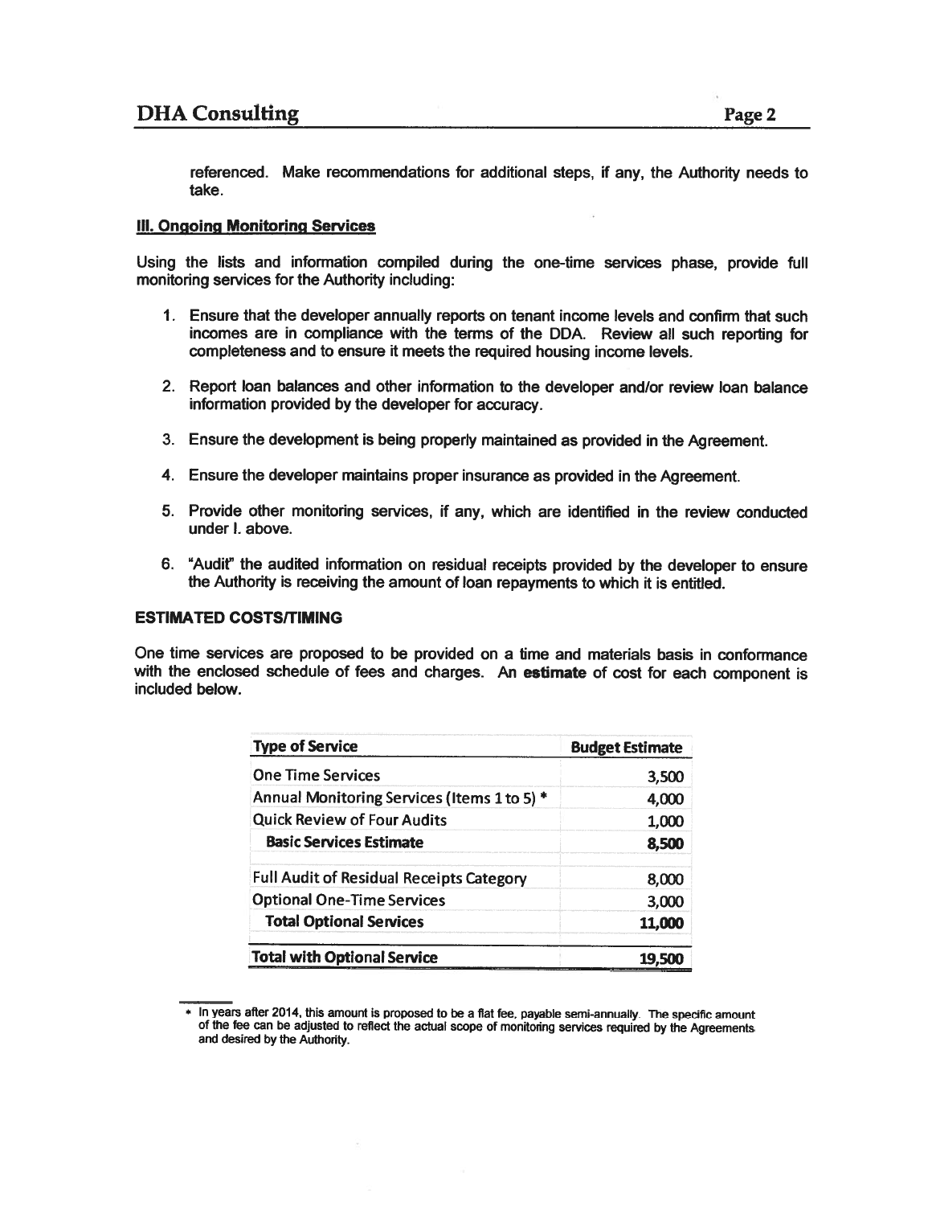referenced. Make recommendations for additional steps, if any, the Authority needs to take.

**III. Ongoing Monitoring Services**

Using the lists and information compiled during the one-time services phase, provide full monitoring services for the Authority including:

1. Ensure that the developer annually reports on tenant income levels and confirm that such incomes are in compliance with the terms of the DDA. Review all such reporting for completeness and to ensure it meets the required housing income levels.

2. Report loan balances and other information to the developer and/or review loan balance information provided by the developer for accuracy.

3. Ensure the development is being properly maintained as provided in the Agreement.

4. Ensure the developer maintains proper insurance as provided in the Agreement.

5. Provide other monitoring services, if any, which are identified in the review conducted under I. above.

6. "Audit" the audited information on residual receipts provided by the developer to ensure the Authority is receiving the amount of loan repayments to which it is entitled.

**ESTIMATED COSTS/TIMING**

One time services are proposed to be provided on a time and materials basis in conformance with the enclosed schedule of fees and charges. An **estimate** of cost for each component is included below.

| Type of Service | Budget Estimate |
|---|---|
| One Time Services | 3,500 |
| Annual Monitoring Services (Items 1 to 5) * | 4,000 |
| Quick Review of Four Audits | 1,000 |
| **Basic Services Estimate** | **8,500** |
| Full Audit of Residual Receipts Category | 8,000 |
| Optional One-Time Services | 3,000 |
| **Total Optional Services** | **11,000** |
| **Total with Optional Service** | **19,500** |

* In years after 2014, this amount is proposed to be a flat fee, payable semi-annually. The specific amount of the fee can be adjusted to reflect the actual scope of monitoring services required by the Agreements and desired by the Authority.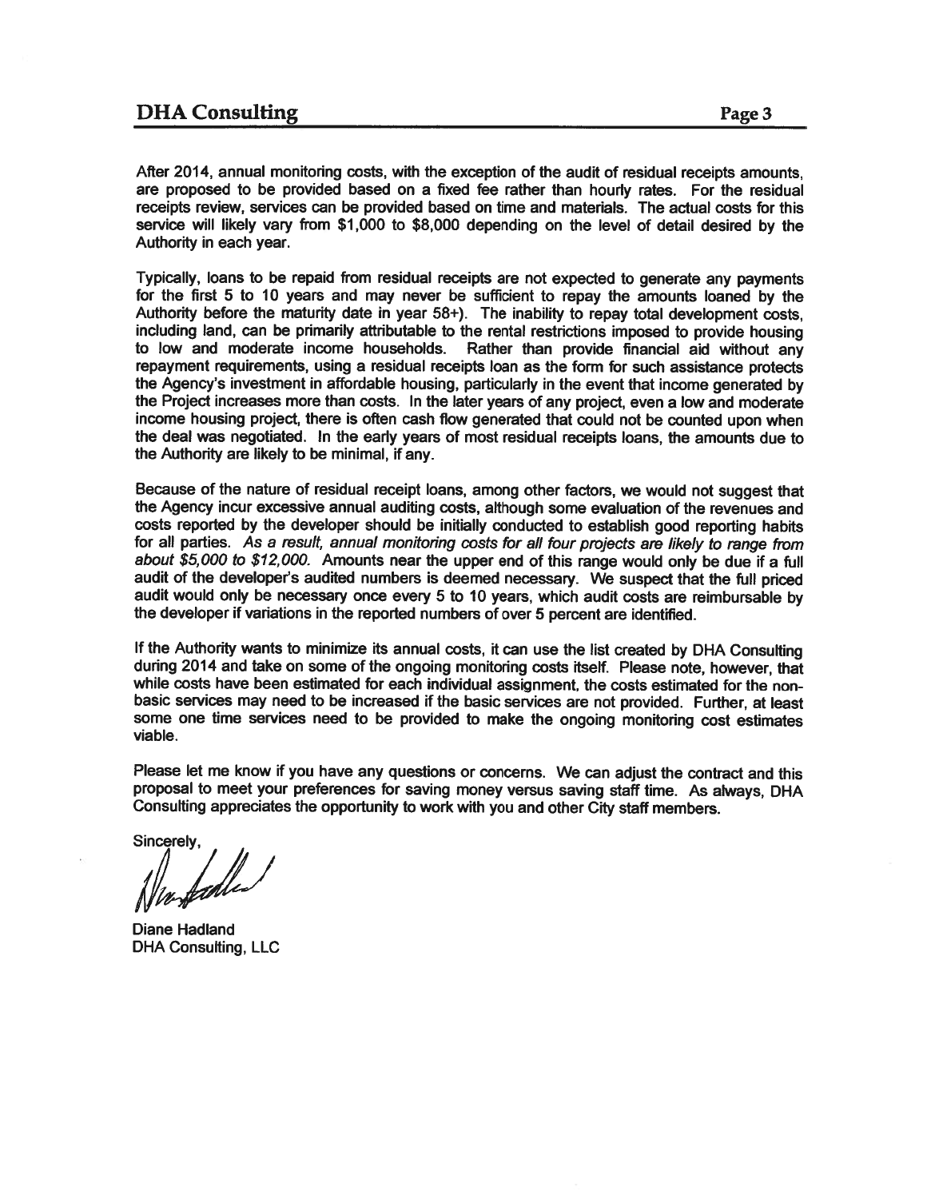After 2014, annual monitoring costs, with the exception of the audit of residual receipts amounts, are proposed to be provided based on a fixed fee rather than hourly rates. For the residual receipts review, services can be provided based on time and materials. The actual costs for this service will likely vary from $1,000 to $8,000 depending on the level of detail desired by the Authority in each year.

Typically, loans to be repaid from residual receipts are not expected to generate any payments for the first 5 to 10 years and may never be sufficient to repay the amounts loaned by the Authority before the maturity date in year 58+). The inability to repay total development costs, including land, can be primarily attributable to the rental restrictions imposed to provide housing to low and moderate income households. Rather than provide financial aid without any repayment requirements, using a residual receipts loan as the form for such assistance protects the Agency's investment in affordable housing, particularly in the event that income generated by the Project increases more than costs. In the later years of any project, even a low and moderate income housing project, there is often cash flow generated that could not be counted upon when the deal was negotiated. In the early years of most residual receipts loans, the amounts due to the Authority are likely to be minimal, if any.

Because of the nature of residual receipt loans, among other factors, we would not suggest that the Agency incur excessive annual auditing costs, although some evaluation of the revenues and costs reported by the developer should be initially conducted to establish good reporting habits for all parties. *As a result, annual monitoring costs for all four projects are likely to range from about $5,000 to $12,000.* Amounts near the upper end of this range would only be due if a full audit of the developer's audited numbers is deemed necessary. We suspect that the full priced audit would only be necessary once every 5 to 10 years, which audit costs are reimbursable by the developer if variations in the reported numbers of over 5 percent are identified.

If the Authority wants to minimize its annual costs, it can use the list created by DHA Consulting during 2014 and take on some of the ongoing monitoring costs itself. Please note, however, that while costs have been estimated for each individual assignment, the costs estimated for the non-basic services may need to be increased if the basic services are not provided. Further, at least some one time services need to be provided to make the ongoing monitoring cost estimates viable.

Please let me know if you have any questions or concerns. We can adjust the contract and this proposal to meet your preferences for saving money versus saving staff time. As always, DHA Consulting appreciates the opportunity to work with you and other City staff members.

Sincerely,

Diane Hadland
DHA Consulting, LLC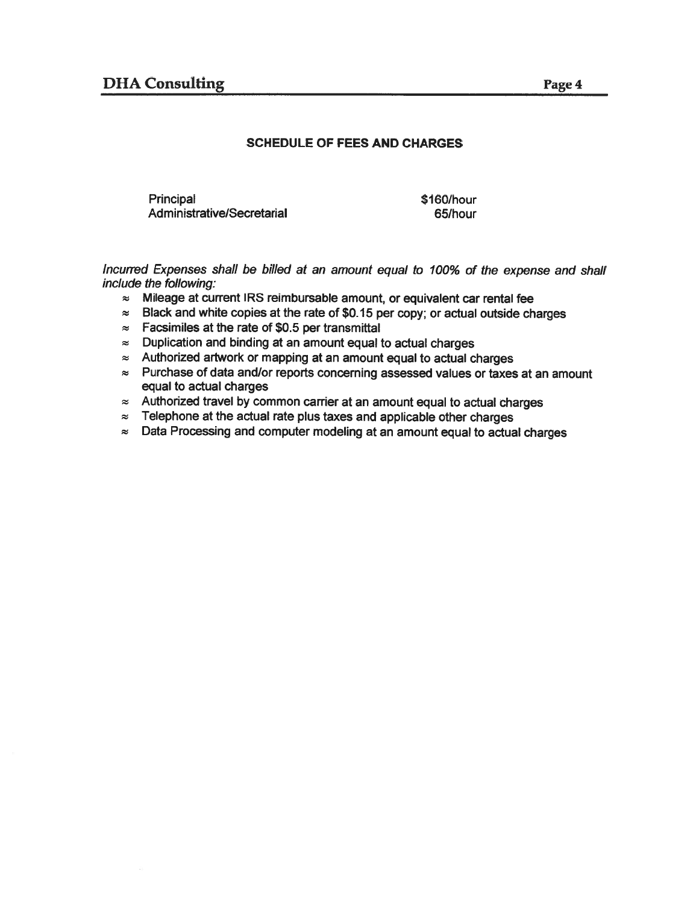## SCHEDULE OF FEES AND CHARGES

| | |
|---|---|
| Principal | $160/hour |
| Administrative/Secretarial | 65/hour |

*Incurred Expenses shall be billed at an amount equal to 100% of the expense and shall include the following:*

- ≈ Mileage at current IRS reimbursable amount, or equivalent car rental fee
- ≈ Black and white copies at the rate of $0.15 per copy; or actual outside charges
- ≈ Facsimiles at the rate of $0.5 per transmittal
- ≈ Duplication and binding at an amount equal to actual charges
- ≈ Authorized artwork or mapping at an amount equal to actual charges
- ≈ Purchase of data and/or reports concerning assessed values or taxes at an amount equal to actual charges
- ≈ Authorized travel by common carrier at an amount equal to actual charges
- ≈ Telephone at the actual rate plus taxes and applicable other charges
- ≈ Data Processing and computer modeling at an amount equal to actual charges